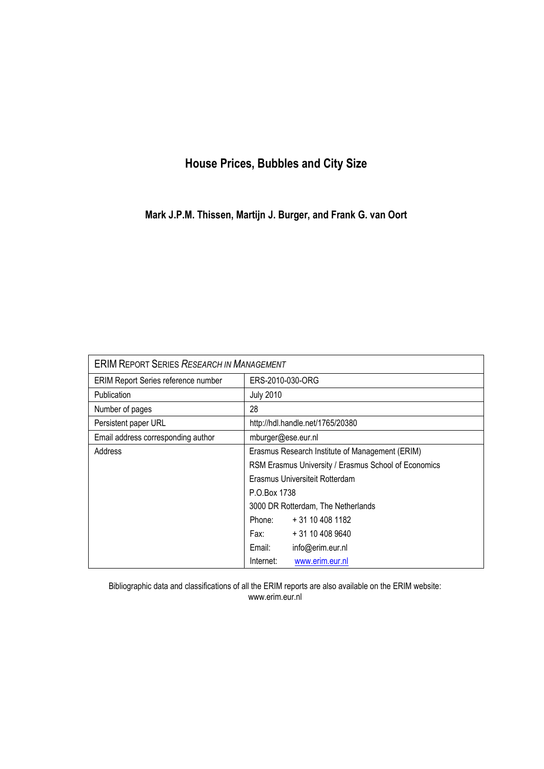# House Prices, Bubbles and City Size

**Mark J.P.M. Thissen, Martijn J. Burger, and Frank G. van Oort**

| ERIM REPORT SERIES *RESEARCH IN MANAGEMENT* | |
|---|---|
| ERIM Report Series reference number | ERS-2010-030-ORG |
| Publication | July 2010 |
| Number of pages | 28 |
| Persistent paper URL | http://hdl.handle.net/1765/20380 |
| Email address corresponding author | mburger@ese.eur.nl |
| Address | Erasmus Research Institute of Management (ERIM) |
| | RSM Erasmus University / Erasmus School of Economics |
| | Erasmus Universiteit Rotterdam |
| | P.O.Box 1738 |
| | 3000 DR Rotterdam, The Netherlands |
| | Phone: + 31 10 408 1182 |
| | Fax: + 31 10 408 9640 |
| | Email: info@erim.eur.nl |
| | Internet: www.erim.eur.nl |

Bibliographic data and classifications of all the ERIM reports are also available on the ERIM website:
www.erim.eur.nl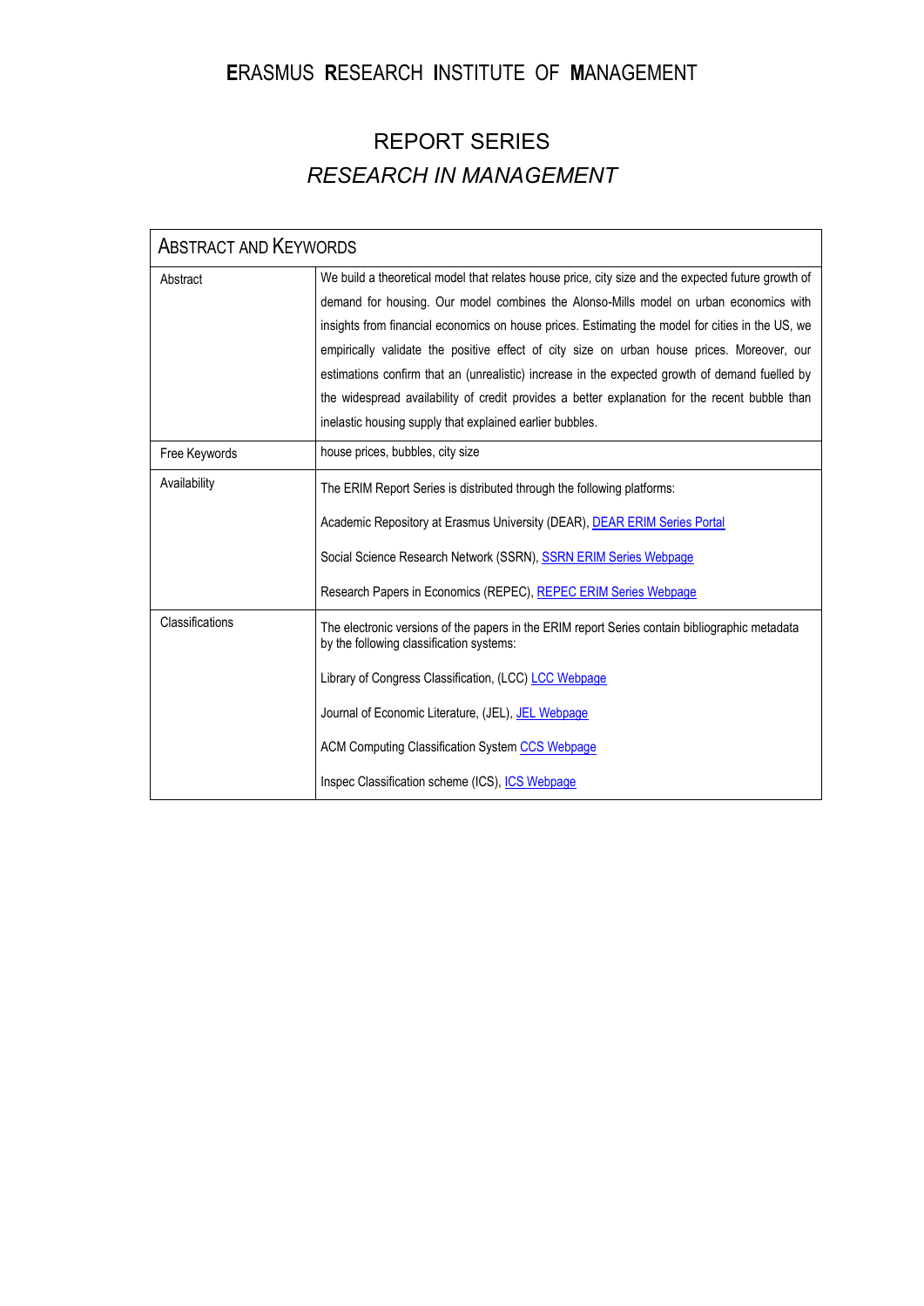# ERASMUS RESEARCH INSTITUTE OF MANAGEMENT

## REPORT SERIES
## *RESEARCH IN MANAGEMENT*

| ABSTRACT AND KEYWORDS | |
|---|---|
| Abstract | We build a theoretical model that relates house price, city size and the expected future growth of demand for housing. Our model combines the Alonso-Mills model on urban economics with insights from financial economics on house prices. Estimating the model for cities in the US, we empirically validate the positive effect of city size on urban house prices. Moreover, our estimations confirm that an (unrealistic) increase in the expected growth of demand fuelled by the widespread availability of credit provides a better explanation for the recent bubble than inelastic housing supply that explained earlier bubbles. |
| Free Keywords | house prices, bubbles, city size |
| Availability | The ERIM Report Series is distributed through the following platforms:<br><br>Academic Repository at Erasmus University (DEAR), DEAR ERIM Series Portal<br><br>Social Science Research Network (SSRN), SSRN ERIM Series Webpage<br><br>Research Papers in Economics (REPEC), REPEC ERIM Series Webpage |
| Classifications | The electronic versions of the papers in the ERIM report Series contain bibliographic metadata by the following classification systems:<br><br>Library of Congress Classification, (LCC) LCC Webpage<br><br>Journal of Economic Literature, (JEL), JEL Webpage<br><br>ACM Computing Classification System CCS Webpage<br><br>Inspec Classification scheme (ICS), ICS Webpage |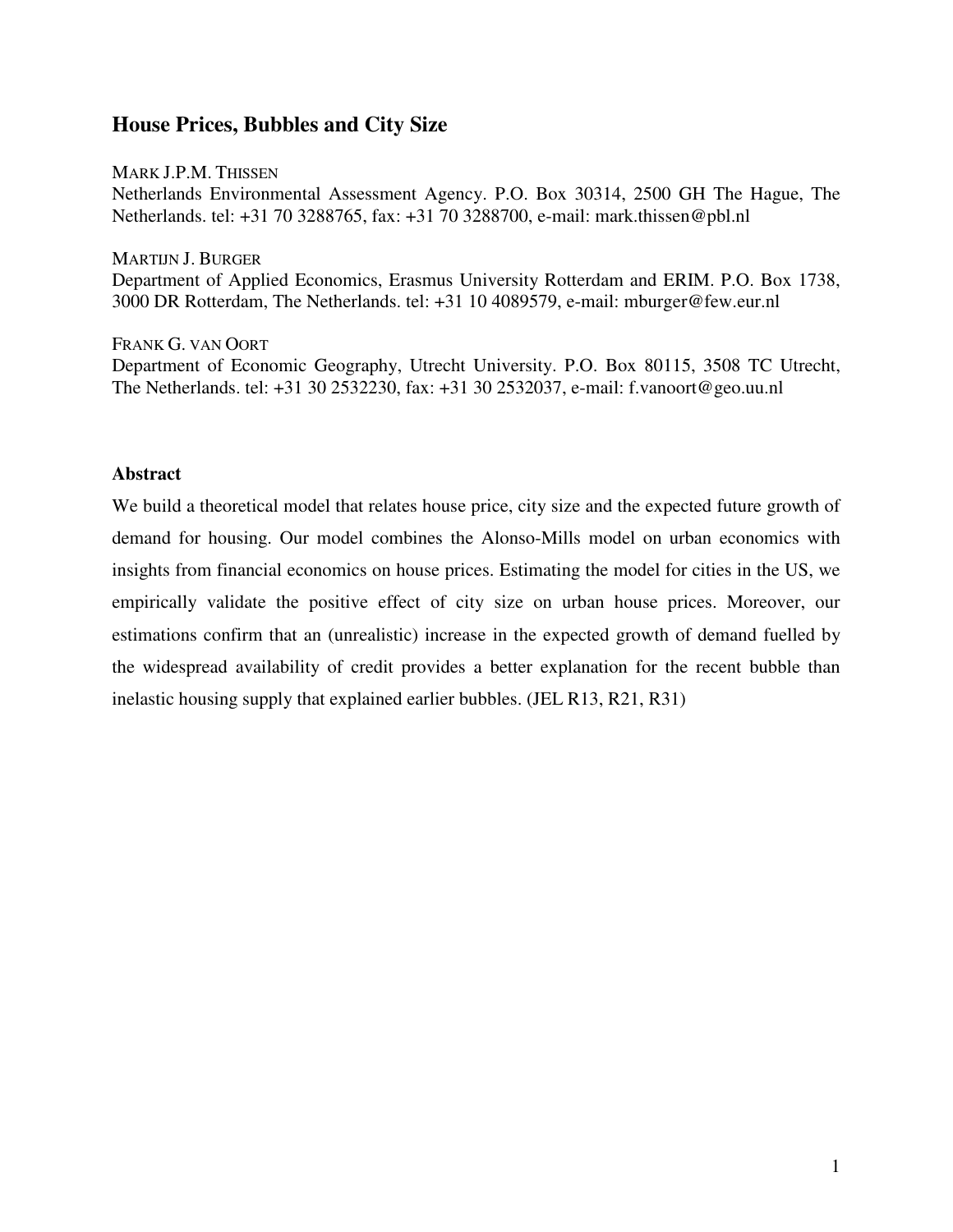# House Prices, Bubbles and City Size

MARK J.P.M. THISSEN
Netherlands Environmental Assessment Agency. P.O. Box 30314, 2500 GH The Hague, The Netherlands. tel: +31 70 3288765, fax: +31 70 3288700, e-mail: mark.thissen@pbl.nl

MARTIJN J. BURGER
Department of Applied Economics, Erasmus University Rotterdam and ERIM. P.O. Box 1738, 3000 DR Rotterdam, The Netherlands. tel: +31 10 4089579, e-mail: mburger@few.eur.nl

FRANK G. VAN OORT
Department of Economic Geography, Utrecht University. P.O. Box 80115, 3508 TC Utrecht, The Netherlands. tel: +31 30 2532230, fax: +31 30 2532037, e-mail: f.vanoort@geo.uu.nl

## Abstract

We build a theoretical model that relates house price, city size and the expected future growth of demand for housing. Our model combines the Alonso-Mills model on urban economics with insights from financial economics on house prices. Estimating the model for cities in the US, we empirically validate the positive effect of city size on urban house prices. Moreover, our estimations confirm that an (unrealistic) increase in the expected growth of demand fuelled by the widespread availability of credit provides a better explanation for the recent bubble than inelastic housing supply that explained earlier bubbles. (JEL R13, R21, R31)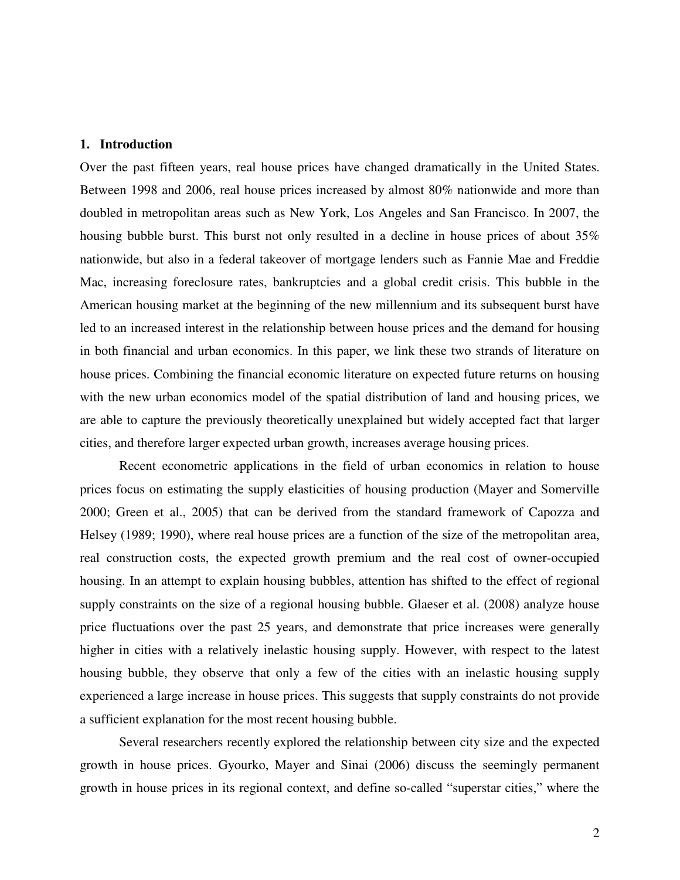## 1. Introduction

Over the past fifteen years, real house prices have changed dramatically in the United States. Between 1998 and 2006, real house prices increased by almost 80% nationwide and more than doubled in metropolitan areas such as New York, Los Angeles and San Francisco. In 2007, the housing bubble burst. This burst not only resulted in a decline in house prices of about 35% nationwide, but also in a federal takeover of mortgage lenders such as Fannie Mae and Freddie Mac, increasing foreclosure rates, bankruptcies and a global credit crisis. This bubble in the American housing market at the beginning of the new millennium and its subsequent burst have led to an increased interest in the relationship between house prices and the demand for housing in both financial and urban economics. In this paper, we link these two strands of literature on house prices. Combining the financial economic literature on expected future returns on housing with the new urban economics model of the spatial distribution of land and housing prices, we are able to capture the previously theoretically unexplained but widely accepted fact that larger cities, and therefore larger expected urban growth, increases average housing prices.

Recent econometric applications in the field of urban economics in relation to house prices focus on estimating the supply elasticities of housing production (Mayer and Somerville 2000; Green et al., 2005) that can be derived from the standard framework of Capozza and Helsey (1989; 1990), where real house prices are a function of the size of the metropolitan area, real construction costs, the expected growth premium and the real cost of owner-occupied housing. In an attempt to explain housing bubbles, attention has shifted to the effect of regional supply constraints on the size of a regional housing bubble. Glaeser et al. (2008) analyze house price fluctuations over the past 25 years, and demonstrate that price increases were generally higher in cities with a relatively inelastic housing supply. However, with respect to the latest housing bubble, they observe that only a few of the cities with an inelastic housing supply experienced a large increase in house prices. This suggests that supply constraints do not provide a sufficient explanation for the most recent housing bubble.

Several researchers recently explored the relationship between city size and the expected growth in house prices. Gyourko, Mayer and Sinai (2006) discuss the seemingly permanent growth in house prices in its regional context, and define so-called "superstar cities," where the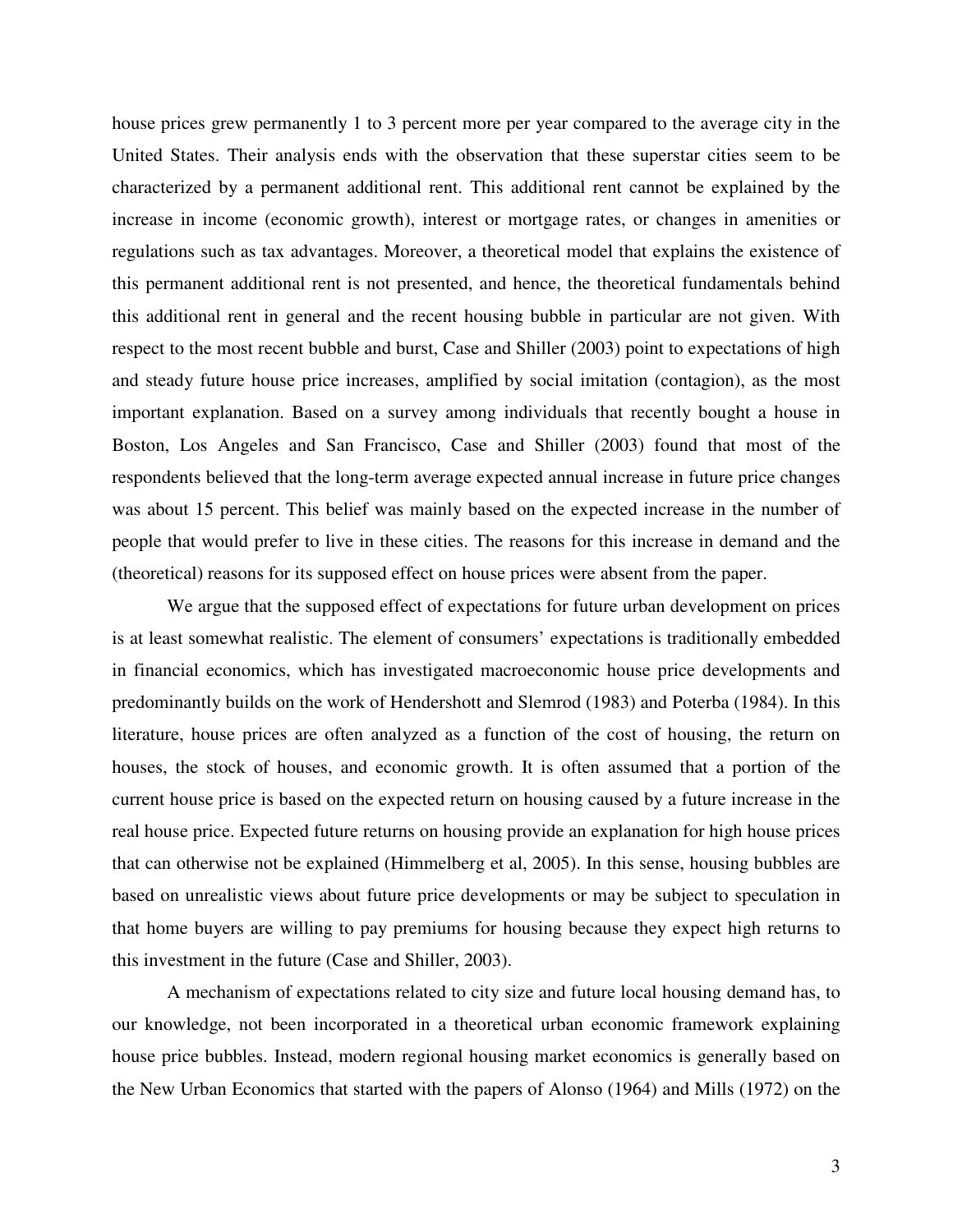house prices grew permanently 1 to 3 percent more per year compared to the average city in the United States. Their analysis ends with the observation that these superstar cities seem to be characterized by a permanent additional rent. This additional rent cannot be explained by the increase in income (economic growth), interest or mortgage rates, or changes in amenities or regulations such as tax advantages. Moreover, a theoretical model that explains the existence of this permanent additional rent is not presented, and hence, the theoretical fundamentals behind this additional rent in general and the recent housing bubble in particular are not given. With respect to the most recent bubble and burst, Case and Shiller (2003) point to expectations of high and steady future house price increases, amplified by social imitation (contagion), as the most important explanation. Based on a survey among individuals that recently bought a house in Boston, Los Angeles and San Francisco, Case and Shiller (2003) found that most of the respondents believed that the long-term average expected annual increase in future price changes was about 15 percent. This belief was mainly based on the expected increase in the number of people that would prefer to live in these cities. The reasons for this increase in demand and the (theoretical) reasons for its supposed effect on house prices were absent from the paper.

We argue that the supposed effect of expectations for future urban development on prices is at least somewhat realistic. The element of consumers' expectations is traditionally embedded in financial economics, which has investigated macroeconomic house price developments and predominantly builds on the work of Hendershott and Slemrod (1983) and Poterba (1984). In this literature, house prices are often analyzed as a function of the cost of housing, the return on houses, the stock of houses, and economic growth. It is often assumed that a portion of the current house price is based on the expected return on housing caused by a future increase in the real house price. Expected future returns on housing provide an explanation for high house prices that can otherwise not be explained (Himmelberg et al, 2005). In this sense, housing bubbles are based on unrealistic views about future price developments or may be subject to speculation in that home buyers are willing to pay premiums for housing because they expect high returns to this investment in the future (Case and Shiller, 2003).

A mechanism of expectations related to city size and future local housing demand has, to our knowledge, not been incorporated in a theoretical urban economic framework explaining house price bubbles. Instead, modern regional housing market economics is generally based on the New Urban Economics that started with the papers of Alonso (1964) and Mills (1972) on the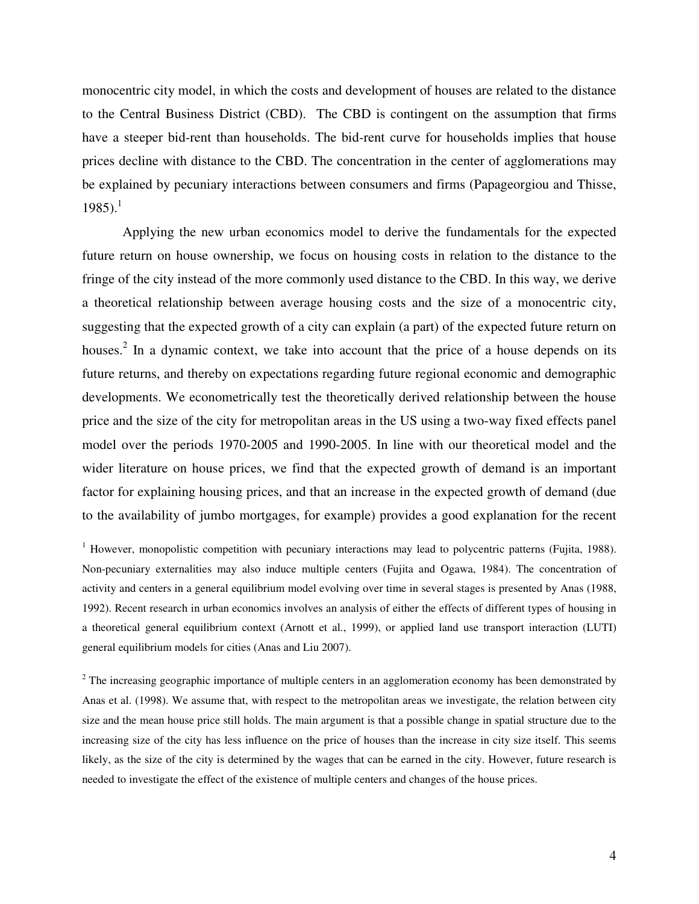monocentric city model, in which the costs and development of houses are related to the distance to the Central Business District (CBD). The CBD is contingent on the assumption that firms have a steeper bid-rent than households. The bid-rent curve for households implies that house prices decline with distance to the CBD. The concentration in the center of agglomerations may be explained by pecuniary interactions between consumers and firms (Papageorgiou and Thisse, 1985).[1]

Applying the new urban economics model to derive the fundamentals for the expected future return on house ownership, we focus on housing costs in relation to the distance to the fringe of the city instead of the more commonly used distance to the CBD. In this way, we derive a theoretical relationship between average housing costs and the size of a monocentric city, suggesting that the expected growth of a city can explain (a part) of the expected future return on houses.[2] In a dynamic context, we take into account that the price of a house depends on its future returns, and thereby on expectations regarding future regional economic and demographic developments. We econometrically test the theoretically derived relationship between the house price and the size of the city for metropolitan areas in the US using a two-way fixed effects panel model over the periods 1970-2005 and 1990-2005. In line with our theoretical model and the wider literature on house prices, we find that the expected growth of demand is an important factor for explaining housing prices, and that an increase in the expected growth of demand (due to the availability of jumbo mortgages, for example) provides a good explanation for the recent

[1] However, monopolistic competition with pecuniary interactions may lead to polycentric patterns (Fujita, 1988). Non-pecuniary externalities may also induce multiple centers (Fujita and Ogawa, 1984). The concentration of activity and centers in a general equilibrium model evolving over time in several stages is presented by Anas (1988, 1992). Recent research in urban economics involves an analysis of either the effects of different types of housing in a theoretical general equilibrium context (Arnott et al., 1999), or applied land use transport interaction (LUTI) general equilibrium models for cities (Anas and Liu 2007).

[2] The increasing geographic importance of multiple centers in an agglomeration economy has been demonstrated by Anas et al. (1998). We assume that, with respect to the metropolitan areas we investigate, the relation between city size and the mean house price still holds. The main argument is that a possible change in spatial structure due to the increasing size of the city has less influence on the price of houses than the increase in city size itself. This seems likely, as the size of the city is determined by the wages that can be earned in the city. However, future research is needed to investigate the effect of the existence of multiple centers and changes of the house prices.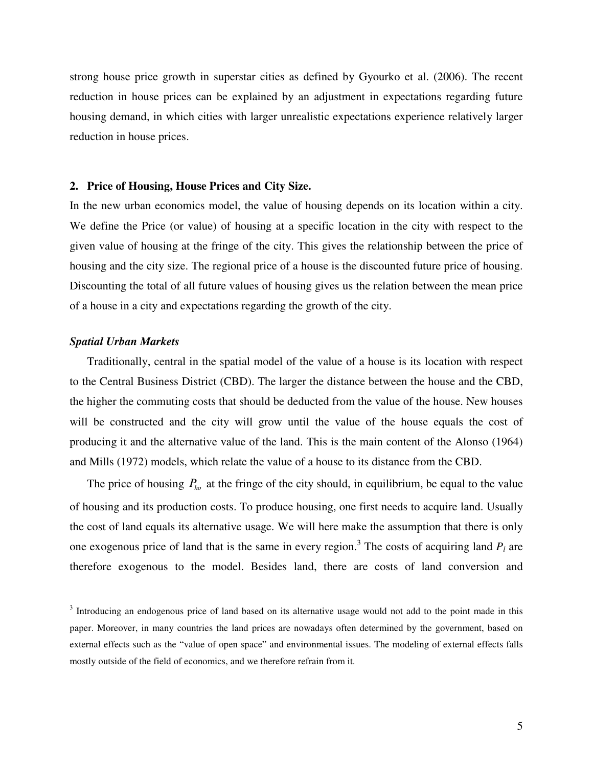strong house price growth in superstar cities as defined by Gyourko et al. (2006). The recent reduction in house prices can be explained by an adjustment in expectations regarding future housing demand, in which cities with larger unrealistic expectations experience relatively larger reduction in house prices.

## 2. Price of Housing, House Prices and City Size.

In the new urban economics model, the value of housing depends on its location within a city. We define the Price (or value) of housing at a specific location in the city with respect to the given value of housing at the fringe of the city. This gives the relationship between the price of housing and the city size. The regional price of a house is the discounted future price of housing. Discounting the total of all future values of housing gives us the relation between the mean price of a house in a city and expectations regarding the growth of the city.

### *Spatial Urban Markets*

Traditionally, central in the spatial model of the value of a house is its location with respect to the Central Business District (CBD). The larger the distance between the house and the CBD, the higher the commuting costs that should be deducted from the value of the house. New houses will be constructed and the city will grow until the value of the house equals the cost of producing it and the alternative value of the land. This is the main content of the Alonso (1964) and Mills (1972) models, which relate the value of a house to its distance from the CBD.

The price of housing $P_{ho}$ at the fringe of the city should, in equilibrium, be equal to the value of housing and its production costs. To produce housing, one first needs to acquire land. Usually the cost of land equals its alternative usage. We will here make the assumption that there is only one exogenous price of land that is the same in every region.[3] The costs of acquiring land $P_l$ are therefore exogenous to the model. Besides land, there are costs of land conversion and

[3] Introducing an endogenous price of land based on its alternative usage would not add to the point made in this paper. Moreover, in many countries the land prices are nowadays often determined by the government, based on external effects such as the "value of open space" and environmental issues. The modeling of external effects falls mostly outside of the field of economics, and we therefore refrain from it.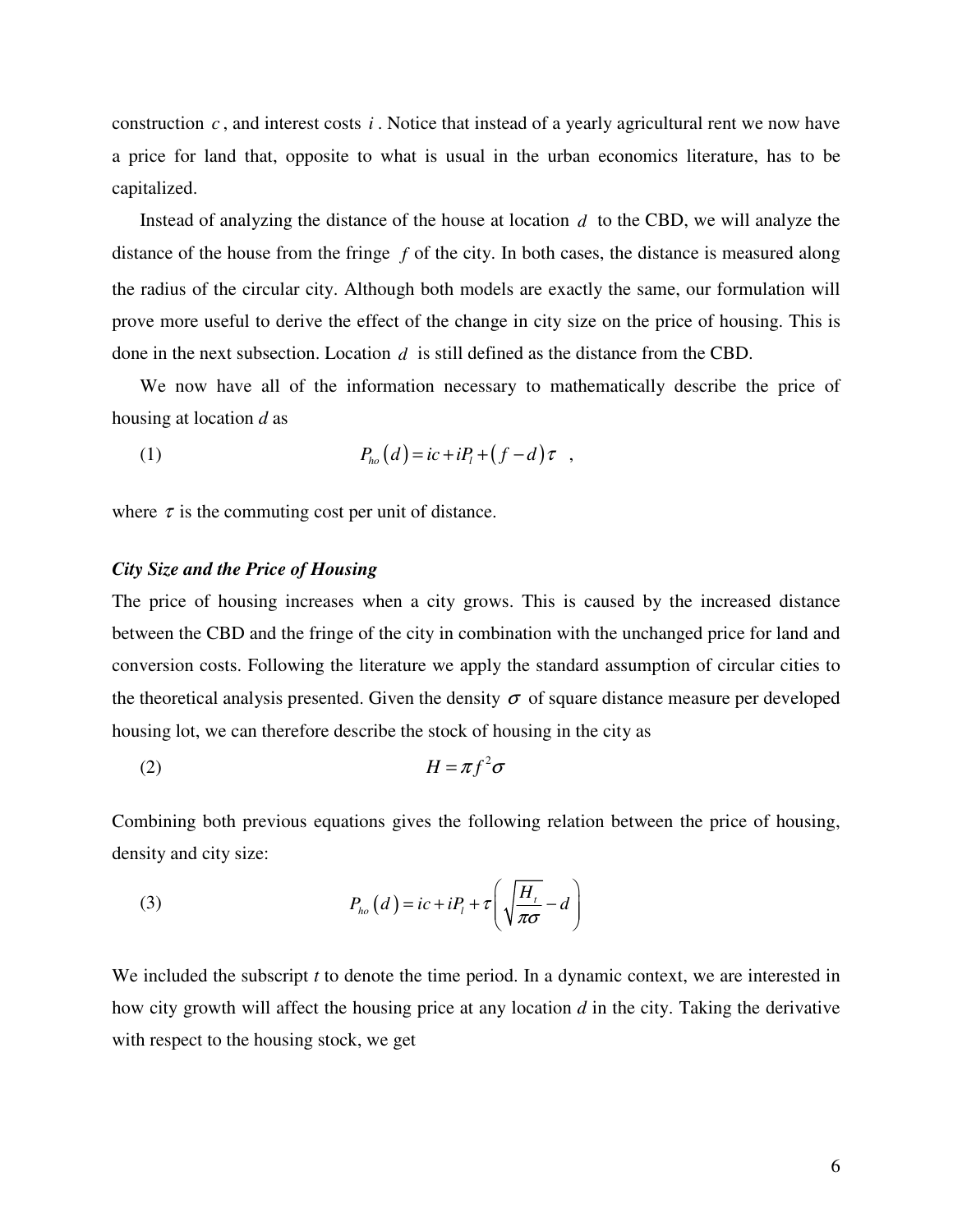construction $c$, and interest costs $i$. Notice that instead of a yearly agricultural rent we now have a price for land that, opposite to what is usual in the urban economics literature, has to be capitalized.

Instead of analyzing the distance of the house at location $d$ to the CBD, we will analyze the distance of the house from the fringe $f$ of the city. In both cases, the distance is measured along the radius of the circular city. Although both models are exactly the same, our formulation will prove more useful to derive the effect of the change in city size on the price of housing. This is done in the next subsection. Location $d$ is still defined as the distance from the CBD.

We now have all of the information necessary to mathematically describe the price of housing at location $d$ as

$$P_{ho}\left(d\right) = ic + iP_l + \left(f - d\right)\tau \quad , \tag{1}$$

where $\tau$ is the commuting cost per unit of distance.

### *City Size and the Price of Housing*

The price of housing increases when a city grows. This is caused by the increased distance between the CBD and the fringe of the city in combination with the unchanged price for land and conversion costs. Following the literature we apply the standard assumption of circular cities to the theoretical analysis presented. Given the density $\sigma$ of square distance measure per developed housing lot, we can therefore describe the stock of housing in the city as

$$H = \pi f^2 \sigma \tag{2}$$

Combining both previous equations gives the following relation between the price of housing, density and city size:

$$P_{ho}\left(d\right) = ic + iP_l + \tau\left(\sqrt{\frac{H_t}{\pi\sigma}} - d\right) \tag{3}$$

We included the subscript $t$ to denote the time period. In a dynamic context, we are interested in how city growth will affect the housing price at any location $d$ in the city. Taking the derivative with respect to the housing stock, we get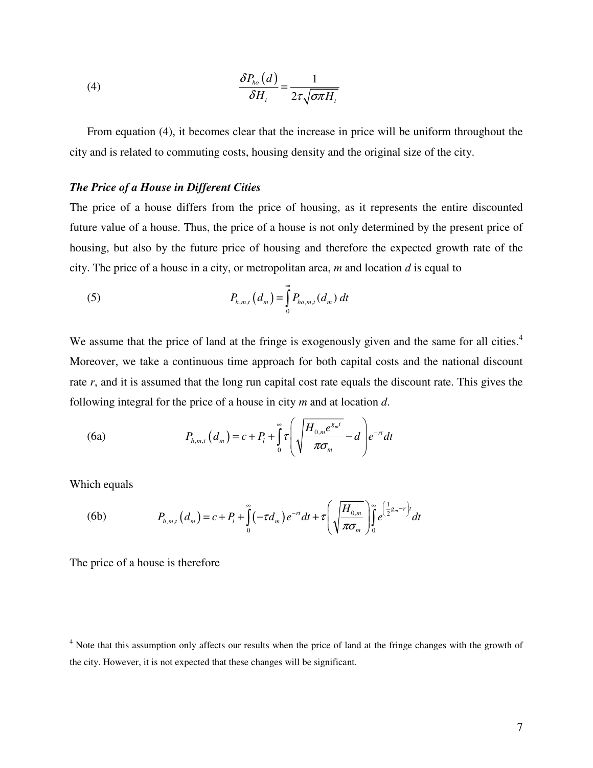$$\frac{\delta P_{ho}(d)}{\delta H_t} = \frac{1}{2\tau\sqrt{\sigma\pi H_t}} \tag{4}$$

From equation (4), it becomes clear that the increase in price will be uniform throughout the city and is related to commuting costs, housing density and the original size of the city.

### *The Price of a House in Different Cities*

The price of a house differs from the price of housing, as it represents the entire discounted future value of a house. Thus, the price of a house is not only determined by the present price of housing, but also by the future price of housing and therefore the expected growth rate of the city. The price of a house in a city, or metropolitan area, *m* and location *d* is equal to

$$P_{h,m,t}(d_m) = \int_0^\infty P_{ho,m,t}(d_m)\, dt \tag{5}$$

We assume that the price of land at the fringe is exogenously given and the same for all cities.[4] Moreover, we take a continuous time approach for both capital costs and the national discount rate *r*, and it is assumed that the long run capital cost rate equals the discount rate. This gives the following integral for the price of a house in city *m* and at location *d*.

$$P_{h,m,t}(d_m) = c + P_l + \int_0^\infty \tau\left(\sqrt{\frac{H_{0,m}e^{g_m t}}{\pi\sigma_m}} - d\right)e^{-rt}dt \tag{6a}$$

Which equals

$$P_{h,m,t}(d_m) = c + P_l + \int_0^\infty (-\tau d_m)e^{-rt}dt + \tau\left(\sqrt{\frac{H_{0,m}}{\pi\sigma_m}}\right)\int_0^\infty e^{\left(\frac{1}{2}g_m - r\right)t}dt \tag{6b}$$

The price of a house is therefore

[4] Note that this assumption only affects our results when the price of land at the fringe changes with the growth of the city. However, it is not expected that these changes will be significant.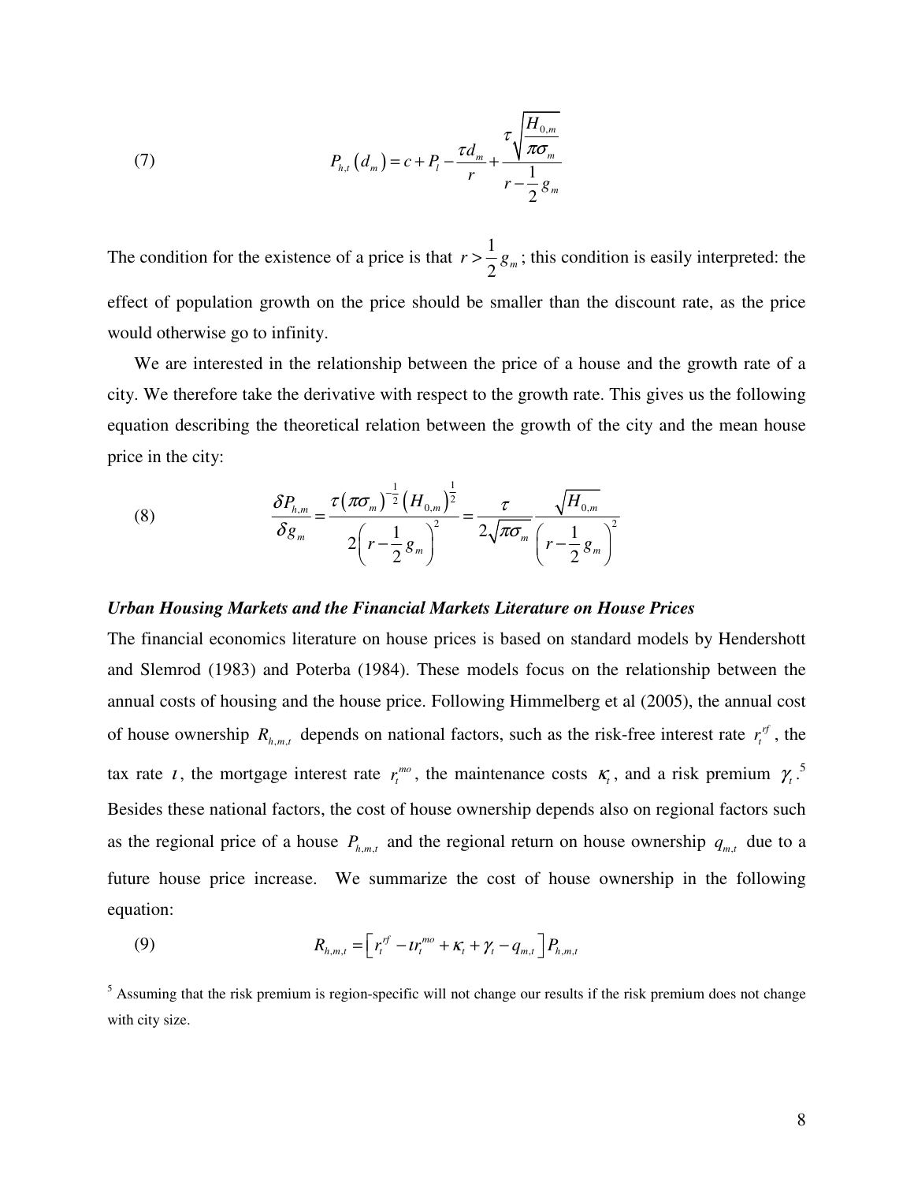$$P_{h,t}\left(d_m\right) = c + P_l - \frac{\tau d_m}{r} + \frac{\tau\sqrt{\dfrac{H_{0,m}}{\pi\sigma_m}}}{r - \dfrac{1}{2}g_m} \tag{7}$$

The condition for the existence of a price is that $r > \frac{1}{2}g_m$; this condition is easily interpreted: the effect of population growth on the price should be smaller than the discount rate, as the price would otherwise go to infinity.

We are interested in the relationship between the price of a house and the growth rate of a city. We therefore take the derivative with respect to the growth rate. This gives us the following equation describing the theoretical relation between the growth of the city and the mean house price in the city:

$$\frac{\delta P_{h,m}}{\delta g_m} = \frac{\tau\left(\pi\sigma_m\right)^{-\frac{1}{2}}\left(H_{0,m}\right)^{\frac{1}{2}}}{2\left(r - \frac{1}{2}g_m\right)^2} = \frac{\tau}{2\sqrt{\pi\sigma_m}}\frac{\sqrt{H_{0,m}}}{\left(r - \frac{1}{2}g_m\right)^2} \tag{8}$$

***Urban Housing Markets and the Financial Markets Literature on House Prices***

The financial economics literature on house prices is based on standard models by Hendershott and Slemrod (1983) and Poterba (1984). These models focus on the relationship between the annual costs of housing and the house price. Following Himmelberg et al (2005), the annual cost of house ownership $R_{h,m,t}$ depends on national factors, such as the risk-free interest rate $r_t^{rf}$, the tax rate $\iota$, the mortgage interest rate $r_t^{mo}$, the maintenance costs $\kappa_t$, and a risk premium $\gamma_t$.[5] Besides these national factors, the cost of house ownership depends also on regional factors such as the regional price of a house $P_{h,m,t}$ and the regional return on house ownership $q_{m,t}$ due to a future house price increase. We summarize the cost of house ownership in the following equation:

$$R_{h,m,t} = \left[r_t^{rf} - \iota r_t^{mo} + \kappa_t + \gamma_t - q_{m,t}\right]P_{h,m,t} \tag{9}$$

[5] Assuming that the risk premium is region-specific will not change our results if the risk premium does not change with city size.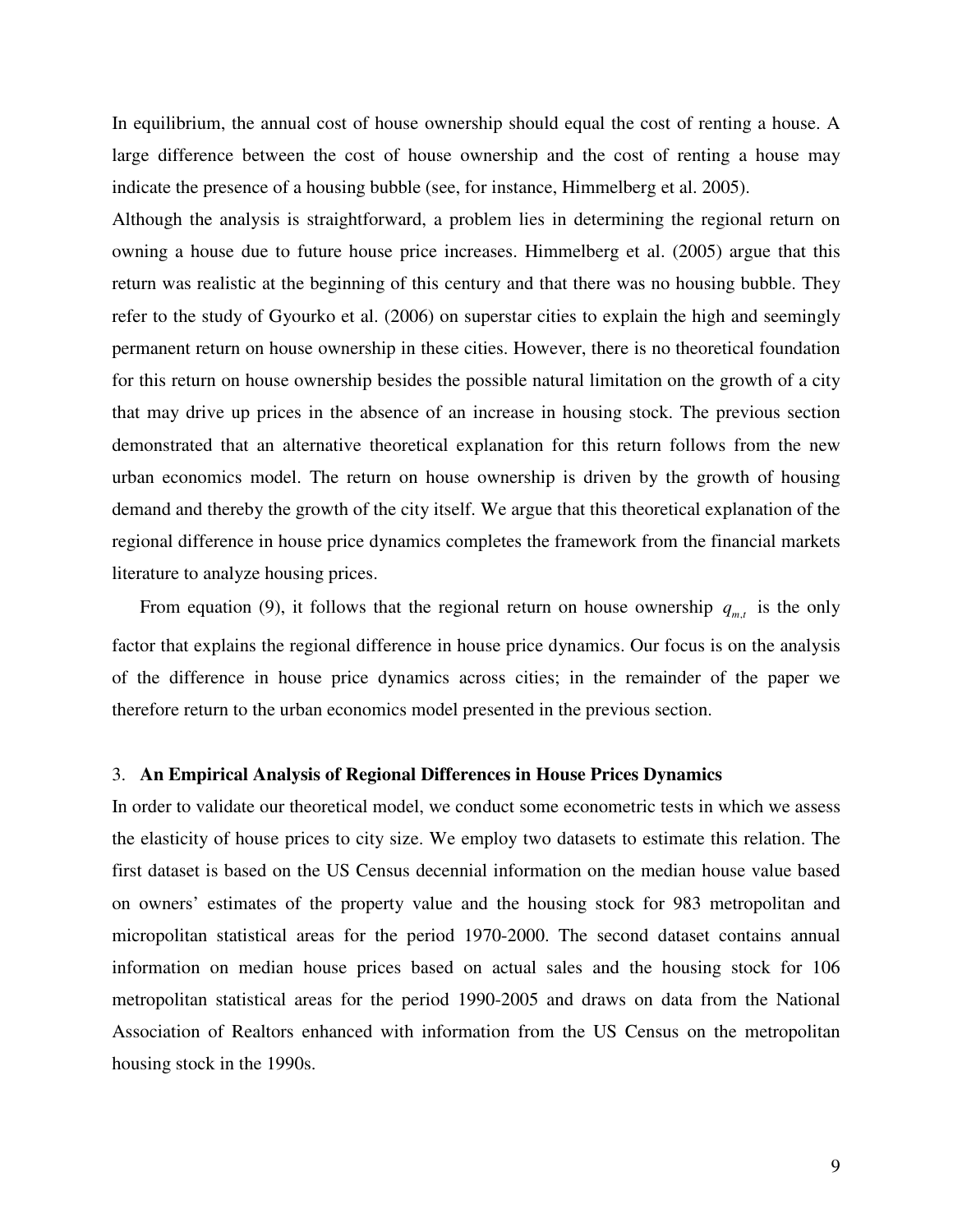In equilibrium, the annual cost of house ownership should equal the cost of renting a house. A large difference between the cost of house ownership and the cost of renting a house may indicate the presence of a housing bubble (see, for instance, Himmelberg et al. 2005).

Although the analysis is straightforward, a problem lies in determining the regional return on owning a house due to future house price increases. Himmelberg et al. (2005) argue that this return was realistic at the beginning of this century and that there was no housing bubble. They refer to the study of Gyourko et al. (2006) on superstar cities to explain the high and seemingly permanent return on house ownership in these cities. However, there is no theoretical foundation for this return on house ownership besides the possible natural limitation on the growth of a city that may drive up prices in the absence of an increase in housing stock. The previous section demonstrated that an alternative theoretical explanation for this return follows from the new urban economics model. The return on house ownership is driven by the growth of housing demand and thereby the growth of the city itself. We argue that this theoretical explanation of the regional difference in house price dynamics completes the framework from the financial markets literature to analyze housing prices.

From equation (9), it follows that the regional return on house ownership $q_{m,t}$ is the only factor that explains the regional difference in house price dynamics. Our focus is on the analysis of the difference in house price dynamics across cities; in the remainder of the paper we therefore return to the urban economics model presented in the previous section.

## 3. An Empirical Analysis of Regional Differences in House Prices Dynamics

In order to validate our theoretical model, we conduct some econometric tests in which we assess the elasticity of house prices to city size. We employ two datasets to estimate this relation. The first dataset is based on the US Census decennial information on the median house value based on owners' estimates of the property value and the housing stock for 983 metropolitan and micropolitan statistical areas for the period 1970-2000. The second dataset contains annual information on median house prices based on actual sales and the housing stock for 106 metropolitan statistical areas for the period 1990-2005 and draws on data from the National Association of Realtors enhanced with information from the US Census on the metropolitan housing stock in the 1990s.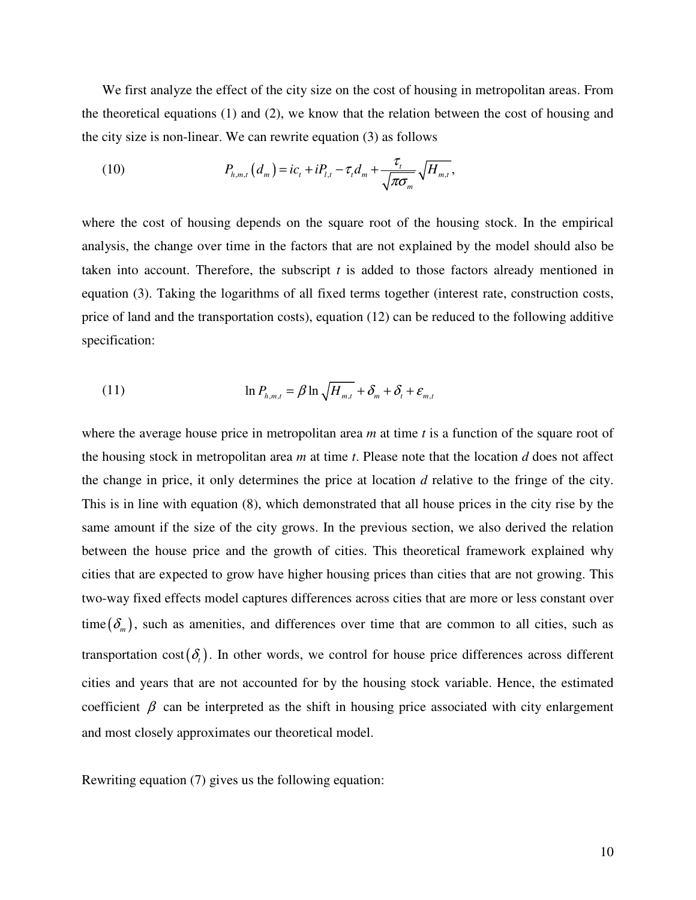We first analyze the effect of the city size on the cost of housing in metropolitan areas. From the theoretical equations (1) and (2), we know that the relation between the cost of housing and the city size is non-linear. We can rewrite equation (3) as follows

$$P_{h,m,t}\left(d_m\right) = ic_t + iP_{l,t} - \tau_t d_m + \frac{\tau_t}{\sqrt{\pi\sigma_m}}\sqrt{H_{m,t}}, \tag{10}$$

where the cost of housing depends on the square root of the housing stock. In the empirical analysis, the change over time in the factors that are not explained by the model should also be taken into account. Therefore, the subscript $t$ is added to those factors already mentioned in equation (3). Taking the logarithms of all fixed terms together (interest rate, construction costs, price of land and the transportation costs), equation (12) can be reduced to the following additive specification:

$$\ln P_{h,m,t} = \beta \ln \sqrt{H_{m,t}} + \delta_m + \delta_t + \varepsilon_{m,t} \tag{11}$$

where the average house price in metropolitan area $m$ at time $t$ is a function of the square root of the housing stock in metropolitan area $m$ at time $t$. Please note that the location $d$ does not affect the change in price, it only determines the price at location $d$ relative to the fringe of the city. This is in line with equation (8), which demonstrated that all house prices in the city rise by the same amount if the size of the city grows. In the previous section, we also derived the relation between the house price and the growth of cities. This theoretical framework explained why cities that are expected to grow have higher housing prices than cities that are not growing. This two-way fixed effects model captures differences across cities that are more or less constant over time $(\delta_m)$, such as amenities, and differences over time that are common to all cities, such as transportation cost $(\delta_t)$. In other words, we control for house price differences across different cities and years that are not accounted for by the housing stock variable. Hence, the estimated coefficient $\beta$ can be interpreted as the shift in housing price associated with city enlargement and most closely approximates our theoretical model.

Rewriting equation (7) gives us the following equation: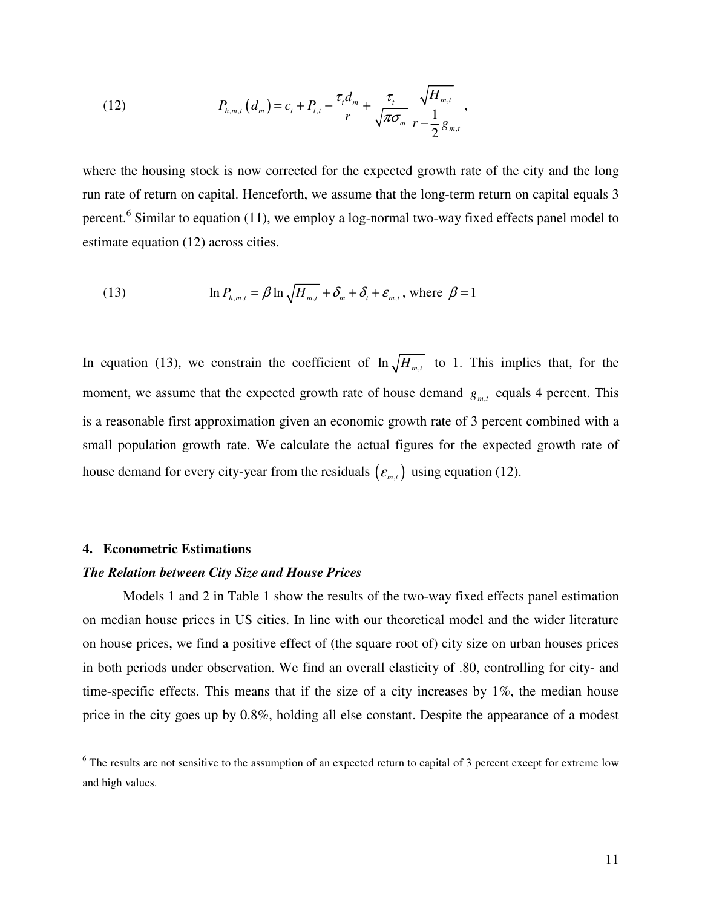$$P_{h,m,t}\left(d_m\right) = c_t + P_{l,t} - \frac{\tau_t d_m}{r} + \frac{\tau_t}{\sqrt{\pi\sigma_m}} \frac{\sqrt{H_{m,t}}}{r - \frac{1}{2} g_{m,t}}, \tag{12}$$

where the housing stock is now corrected for the expected growth rate of the city and the long run rate of return on capital. Henceforth, we assume that the long-term return on capital equals 3 percent.[6] Similar to equation (11), we employ a log-normal two-way fixed effects panel model to estimate equation (12) across cities.

$$\ln P_{h,m,t} = \beta \ln \sqrt{H_{m,t}} + \delta_m + \delta_t + \varepsilon_{m,t}, \text{ where } \beta = 1 \tag{13}$$

In equation (13), we constrain the coefficient of $\ln \sqrt{H_{m,t}}$ to 1. This implies that, for the moment, we assume that the expected growth rate of house demand $g_{m,t}$ equals 4 percent. This is a reasonable first approximation given an economic growth rate of 3 percent combined with a small population growth rate. We calculate the actual figures for the expected growth rate of house demand for every city-year from the residuals $\left(\varepsilon_{m,t}\right)$ using equation (12).

## 4. Econometric Estimations

### *The Relation between City Size and House Prices*

Models 1 and 2 in Table 1 show the results of the two-way fixed effects panel estimation on median house prices in US cities. In line with our theoretical model and the wider literature on house prices, we find a positive effect of (the square root of) city size on urban houses prices in both periods under observation. We find an overall elasticity of .80, controlling for city- and time-specific effects. This means that if the size of a city increases by 1%, the median house price in the city goes up by 0.8%, holding all else constant. Despite the appearance of a modest

[6] The results are not sensitive to the assumption of an expected return to capital of 3 percent except for extreme low and high values.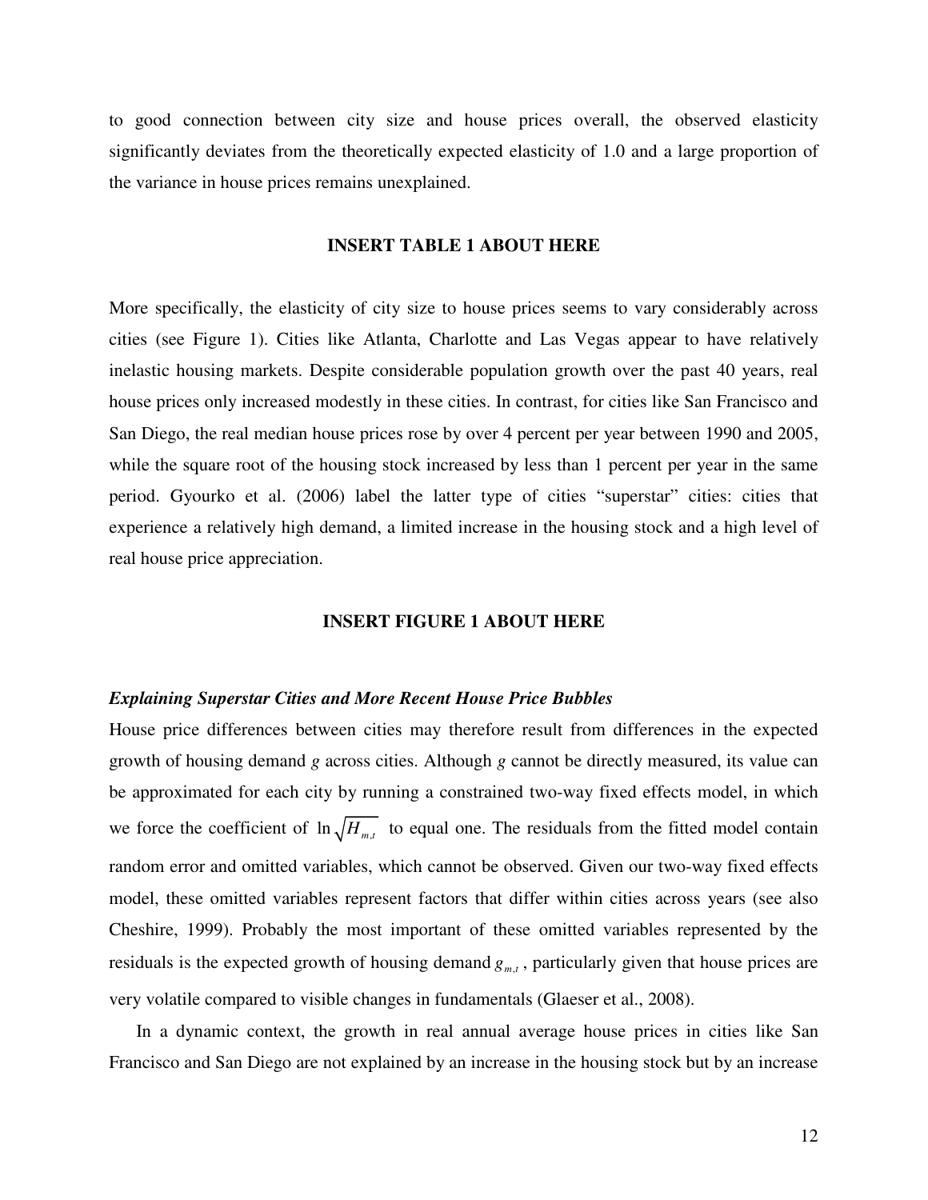to good connection between city size and house prices overall, the observed elasticity significantly deviates from the theoretically expected elasticity of 1.0 and a large proportion of the variance in house prices remains unexplained.

**INSERT TABLE 1 ABOUT HERE**

More specifically, the elasticity of city size to house prices seems to vary considerably across cities (see Figure 1). Cities like Atlanta, Charlotte and Las Vegas appear to have relatively inelastic housing markets. Despite considerable population growth over the past 40 years, real house prices only increased modestly in these cities. In contrast, for cities like San Francisco and San Diego, the real median house prices rose by over 4 percent per year between 1990 and 2005, while the square root of the housing stock increased by less than 1 percent per year in the same period. Gyourko et al. (2006) label the latter type of cities "superstar" cities: cities that experience a relatively high demand, a limited increase in the housing stock and a high level of real house price appreciation.

**INSERT FIGURE 1 ABOUT HERE**

***Explaining Superstar Cities and More Recent House Price Bubbles***

House price differences between cities may therefore result from differences in the expected growth of housing demand $g$ across cities. Although $g$ cannot be directly measured, its value can be approximated for each city by running a constrained two-way fixed effects model, in which we force the coefficient of $\ln\sqrt{H_{m,t}}$ to equal one. The residuals from the fitted model contain random error and omitted variables, which cannot be observed. Given our two-way fixed effects model, these omitted variables represent factors that differ within cities across years (see also Cheshire, 1999). Probably the most important of these omitted variables represented by the residuals is the expected growth of housing demand $g_{m,t}$, particularly given that house prices are very volatile compared to visible changes in fundamentals (Glaeser et al., 2008).

In a dynamic context, the growth in real annual average house prices in cities like San Francisco and San Diego are not explained by an increase in the housing stock but by an increase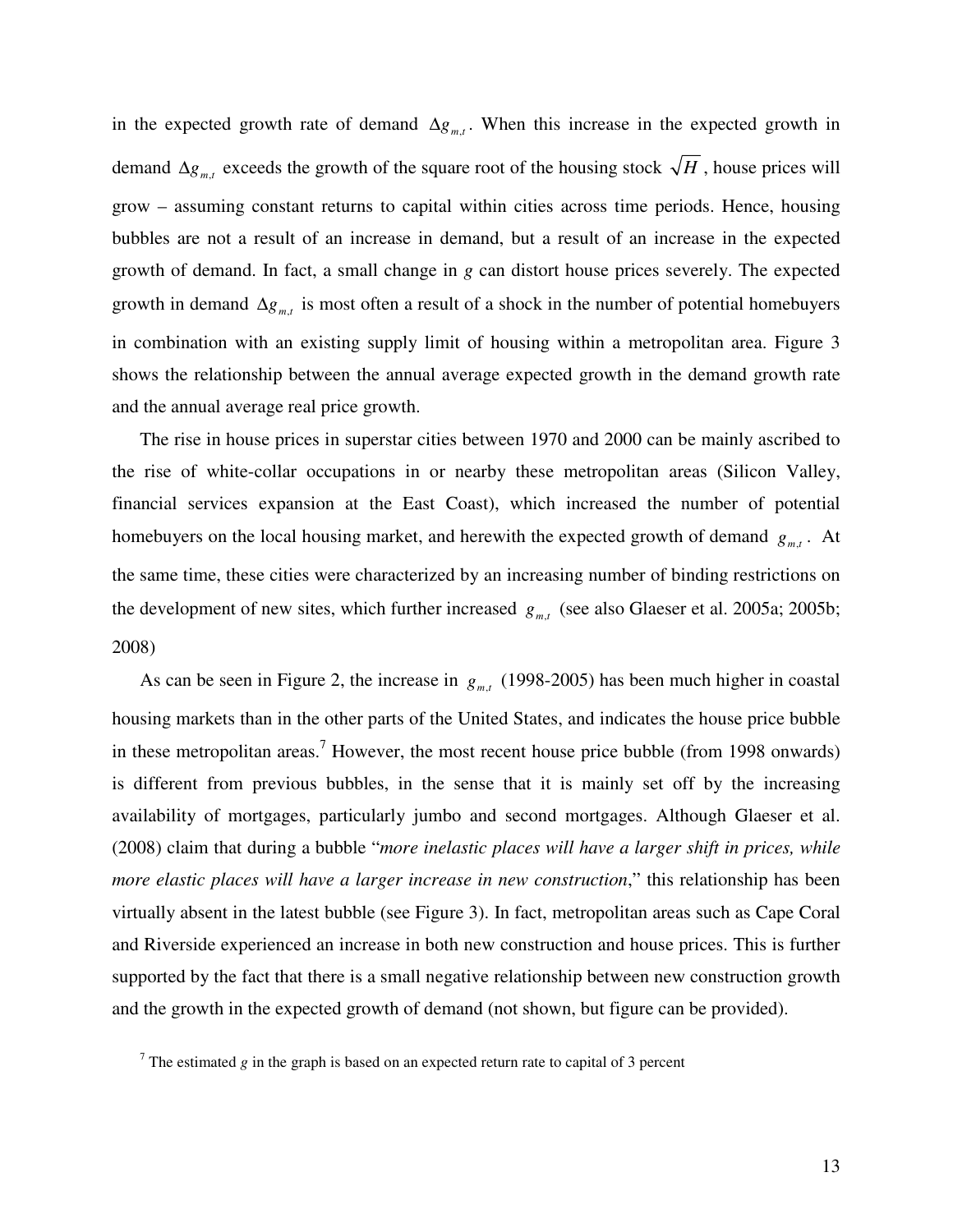in the expected growth rate of demand $\Delta g_{m,t}$. When this increase in the expected growth in demand $\Delta g_{m,t}$ exceeds the growth of the square root of the housing stock $\sqrt{H}$, house prices will grow – assuming constant returns to capital within cities across time periods. Hence, housing bubbles are not a result of an increase in demand, but a result of an increase in the expected growth of demand. In fact, a small change in $g$ can distort house prices severely. The expected growth in demand $\Delta g_{m,t}$ is most often a result of a shock in the number of potential homebuyers in combination with an existing supply limit of housing within a metropolitan area. Figure 3 shows the relationship between the annual average expected growth in the demand growth rate and the annual average real price growth.

The rise in house prices in superstar cities between 1970 and 2000 can be mainly ascribed to the rise of white-collar occupations in or nearby these metropolitan areas (Silicon Valley, financial services expansion at the East Coast), which increased the number of potential homebuyers on the local housing market, and herewith the expected growth of demand $g_{m,t}$. At the same time, these cities were characterized by an increasing number of binding restrictions on the development of new sites, which further increased $g_{m,t}$ (see also Glaeser et al. 2005a; 2005b; 2008)

As can be seen in Figure 2, the increase in $g_{m,t}$ (1998-2005) has been much higher in coastal housing markets than in the other parts of the United States, and indicates the house price bubble in these metropolitan areas.[7] However, the most recent house price bubble (from 1998 onwards) is different from previous bubbles, in the sense that it is mainly set off by the increasing availability of mortgages, particularly jumbo and second mortgages. Although Glaeser et al. (2008) claim that during a bubble "*more inelastic places will have a larger shift in prices, while more elastic places will have a larger increase in new construction*," this relationship has been virtually absent in the latest bubble (see Figure 3). In fact, metropolitan areas such as Cape Coral and Riverside experienced an increase in both new construction and house prices. This is further supported by the fact that there is a small negative relationship between new construction growth and the growth in the expected growth of demand (not shown, but figure can be provided).

[7] The estimated $g$ in the graph is based on an expected return rate to capital of 3 percent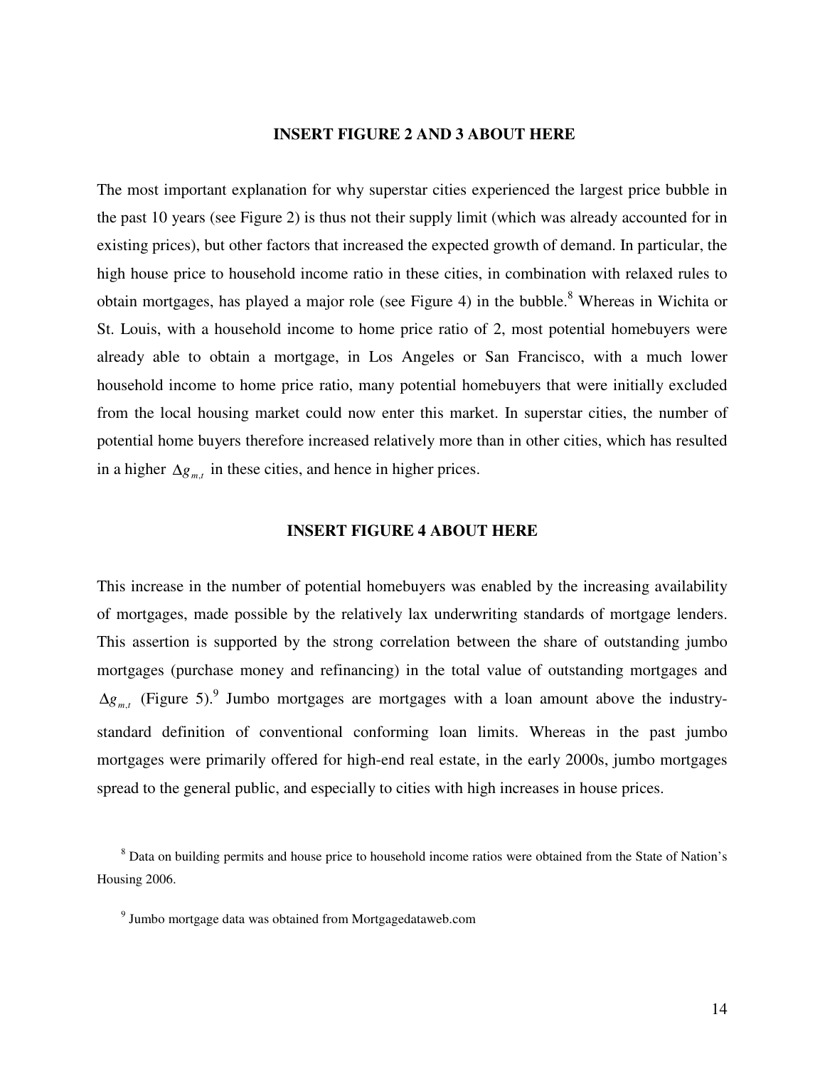**INSERT FIGURE 2 AND 3 ABOUT HERE**

The most important explanation for why superstar cities experienced the largest price bubble in the past 10 years (see Figure 2) is thus not their supply limit (which was already accounted for in existing prices), but other factors that increased the expected growth of demand. In particular, the high house price to household income ratio in these cities, in combination with relaxed rules to obtain mortgages, has played a major role (see Figure 4) in the bubble.[8] Whereas in Wichita or St. Louis, with a household income to home price ratio of 2, most potential homebuyers were already able to obtain a mortgage, in Los Angeles or San Francisco, with a much lower household income to home price ratio, many potential homebuyers that were initially excluded from the local housing market could now enter this market. In superstar cities, the number of potential home buyers therefore increased relatively more than in other cities, which has resulted in a higher $\Delta g_{m,t}$ in these cities, and hence in higher prices.

**INSERT FIGURE 4 ABOUT HERE**

This increase in the number of potential homebuyers was enabled by the increasing availability of mortgages, made possible by the relatively lax underwriting standards of mortgage lenders. This assertion is supported by the strong correlation between the share of outstanding jumbo mortgages (purchase money and refinancing) in the total value of outstanding mortgages and $\Delta g_{m,t}$ (Figure 5).[9] Jumbo mortgages are mortgages with a loan amount above the industry-standard definition of conventional conforming loan limits. Whereas in the past jumbo mortgages were primarily offered for high-end real estate, in the early 2000s, jumbo mortgages spread to the general public, and especially to cities with high increases in house prices.

[8] Data on building permits and house price to household income ratios were obtained from the State of Nation's Housing 2006.

[9] Jumbo mortgage data was obtained from Mortgagedataweb.com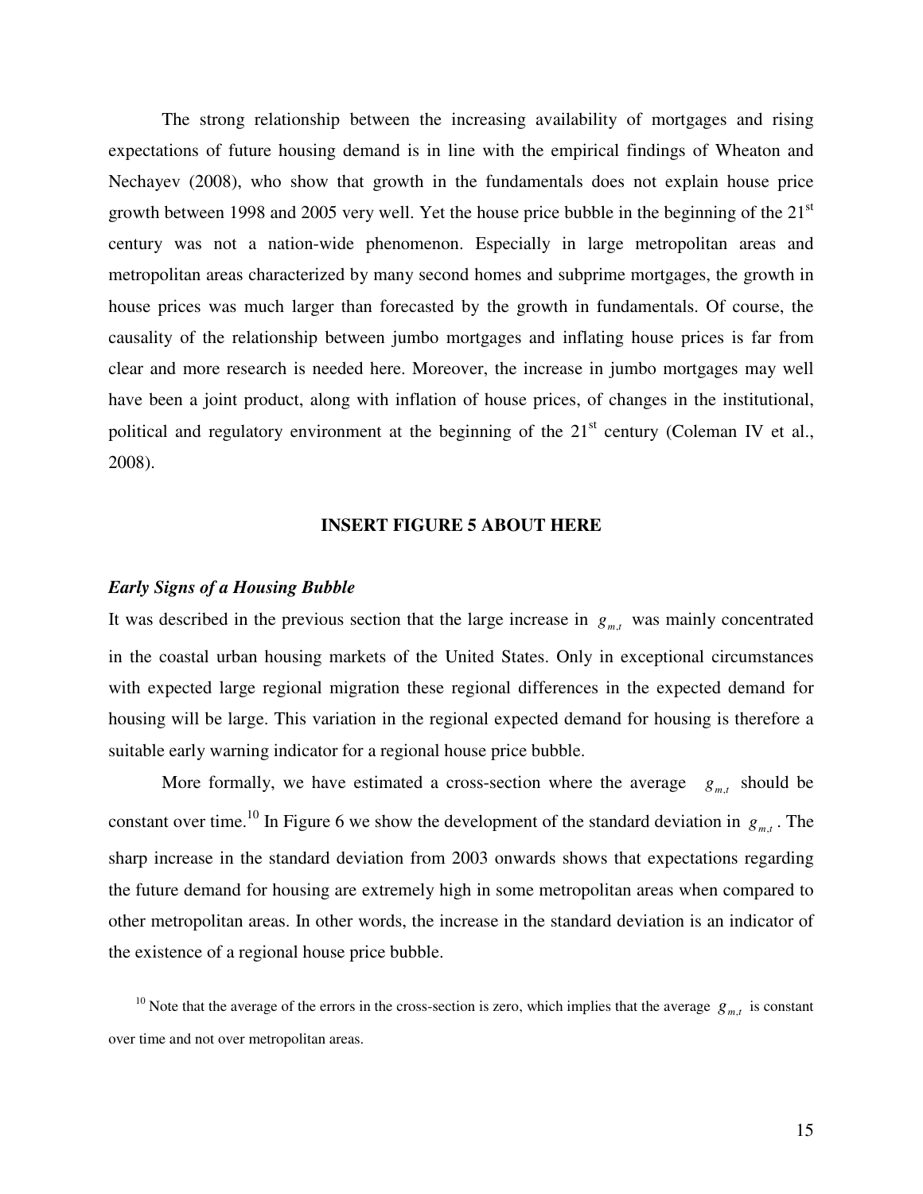The strong relationship between the increasing availability of mortgages and rising expectations of future housing demand is in line with the empirical findings of Wheaton and Nechayev (2008), who show that growth in the fundamentals does not explain house price growth between 1998 and 2005 very well. Yet the house price bubble in the beginning of the 21st century was not a nation-wide phenomenon. Especially in large metropolitan areas and metropolitan areas characterized by many second homes and subprime mortgages, the growth in house prices was much larger than forecasted by the growth in fundamentals. Of course, the causality of the relationship between jumbo mortgages and inflating house prices is far from clear and more research is needed here. Moreover, the increase in jumbo mortgages may well have been a joint product, along with inflation of house prices, of changes in the institutional, political and regulatory environment at the beginning of the 21st century (Coleman IV et al., 2008).

**INSERT FIGURE 5 ABOUT HERE**

### *Early Signs of a Housing Bubble*

It was described in the previous section that the large increase in $g_{m,t}$ was mainly concentrated in the coastal urban housing markets of the United States. Only in exceptional circumstances with expected large regional migration these regional differences in the expected demand for housing will be large. This variation in the regional expected demand for housing is therefore a suitable early warning indicator for a regional house price bubble.

More formally, we have estimated a cross-section where the average $g_{m,t}$ should be constant over time.[10] In Figure 6 we show the development of the standard deviation in $g_{m,t}$. The sharp increase in the standard deviation from 2003 onwards shows that expectations regarding the future demand for housing are extremely high in some metropolitan areas when compared to other metropolitan areas. In other words, the increase in the standard deviation is an indicator of the existence of a regional house price bubble.

[10] Note that the average of the errors in the cross-section is zero, which implies that the average $g_{m,t}$ is constant over time and not over metropolitan areas.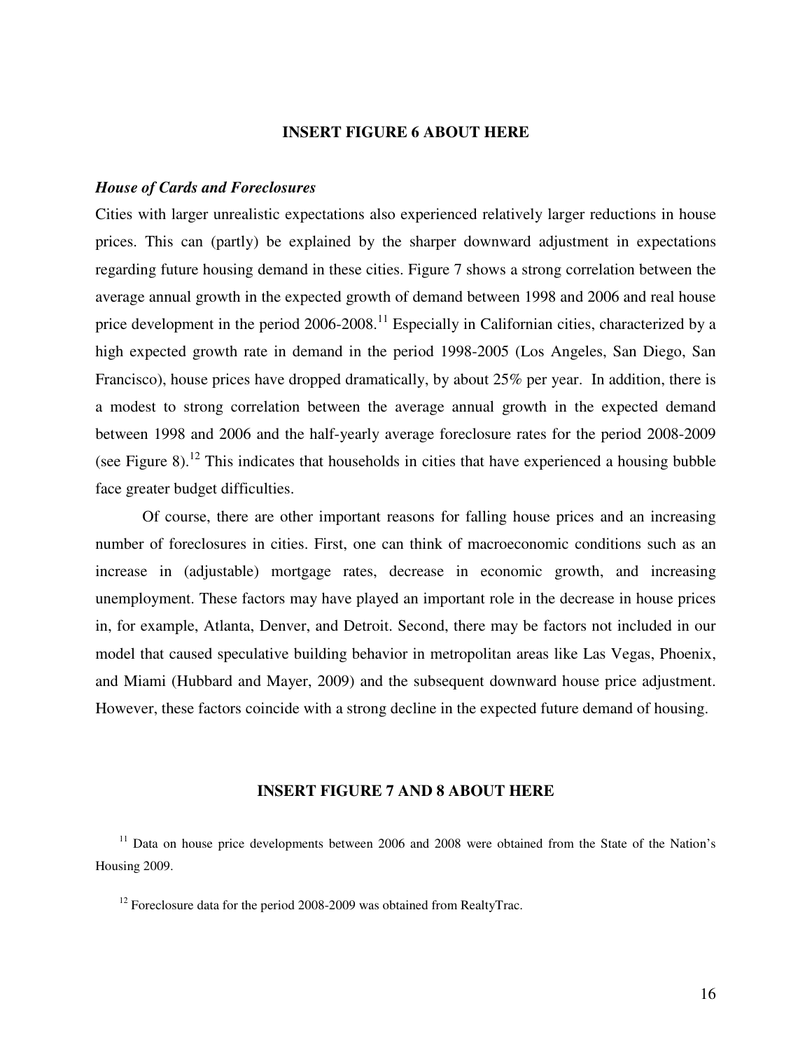**INSERT FIGURE 6 ABOUT HERE**

### *House of Cards and Foreclosures*

Cities with larger unrealistic expectations also experienced relatively larger reductions in house prices. This can (partly) be explained by the sharper downward adjustment in expectations regarding future housing demand in these cities. Figure 7 shows a strong correlation between the average annual growth in the expected growth of demand between 1998 and 2006 and real house price development in the period 2006-2008.[11] Especially in Californian cities, characterized by a high expected growth rate in demand in the period 1998-2005 (Los Angeles, San Diego, San Francisco), house prices have dropped dramatically, by about 25% per year. In addition, there is a modest to strong correlation between the average annual growth in the expected demand between 1998 and 2006 and the half-yearly average foreclosure rates for the period 2008-2009 (see Figure 8).[12] This indicates that households in cities that have experienced a housing bubble face greater budget difficulties.

Of course, there are other important reasons for falling house prices and an increasing number of foreclosures in cities. First, one can think of macroeconomic conditions such as an increase in (adjustable) mortgage rates, decrease in economic growth, and increasing unemployment. These factors may have played an important role in the decrease in house prices in, for example, Atlanta, Denver, and Detroit. Second, there may be factors not included in our model that caused speculative building behavior in metropolitan areas like Las Vegas, Phoenix, and Miami (Hubbard and Mayer, 2009) and the subsequent downward house price adjustment. However, these factors coincide with a strong decline in the expected future demand of housing.

**INSERT FIGURE 7 AND 8 ABOUT HERE**

[11] Data on house price developments between 2006 and 2008 were obtained from the State of the Nation's Housing 2009.

[12] Foreclosure data for the period 2008-2009 was obtained from RealtyTrac.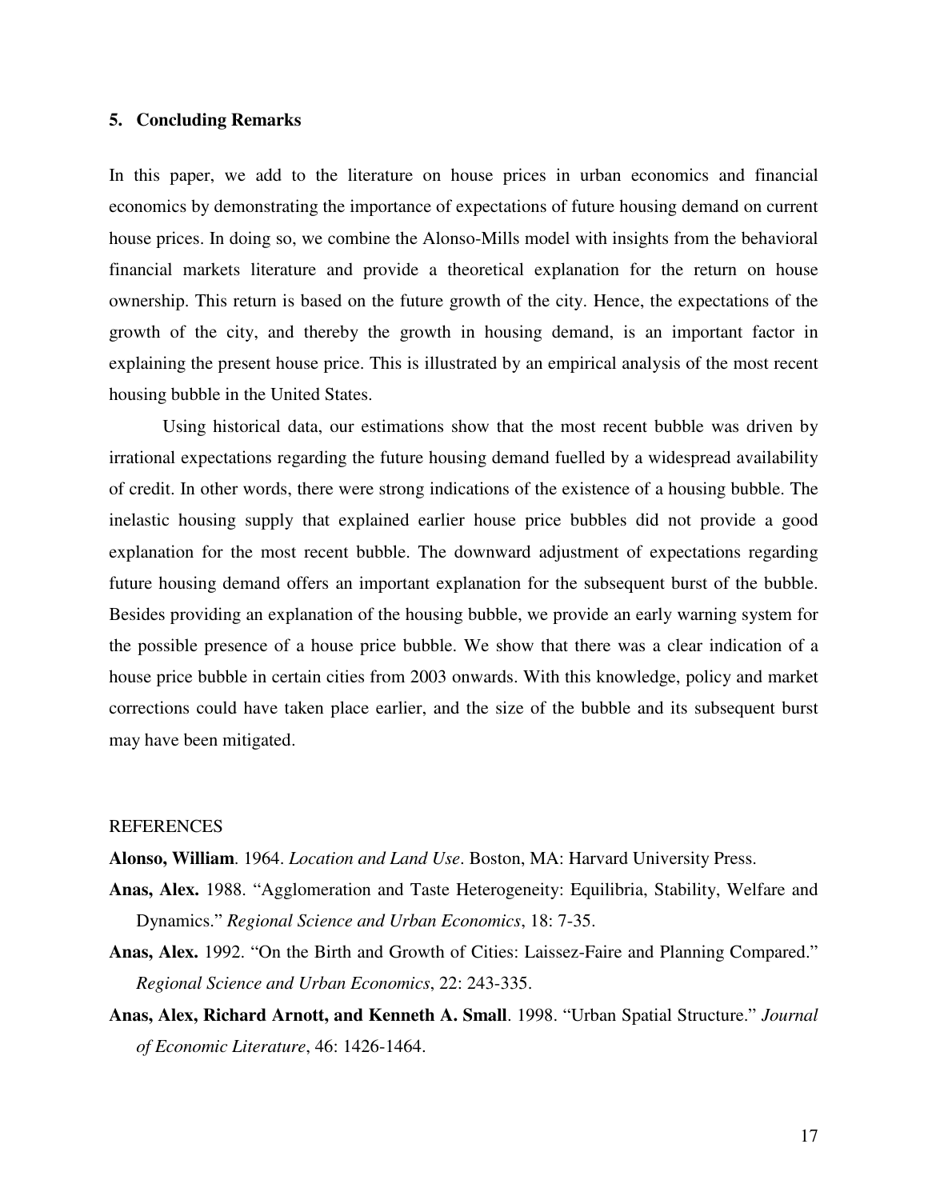## 5. Concluding Remarks

In this paper, we add to the literature on house prices in urban economics and financial economics by demonstrating the importance of expectations of future housing demand on current house prices. In doing so, we combine the Alonso-Mills model with insights from the behavioral financial markets literature and provide a theoretical explanation for the return on house ownership. This return is based on the future growth of the city. Hence, the expectations of the growth of the city, and thereby the growth in housing demand, is an important factor in explaining the present house price. This is illustrated by an empirical analysis of the most recent housing bubble in the United States.

Using historical data, our estimations show that the most recent bubble was driven by irrational expectations regarding the future housing demand fuelled by a widespread availability of credit. In other words, there were strong indications of the existence of a housing bubble. The inelastic housing supply that explained earlier house price bubbles did not provide a good explanation for the most recent bubble. The downward adjustment of expectations regarding future housing demand offers an important explanation for the subsequent burst of the bubble. Besides providing an explanation of the housing bubble, we provide an early warning system for the possible presence of a house price bubble. We show that there was a clear indication of a house price bubble in certain cities from 2003 onwards. With this knowledge, policy and market corrections could have taken place earlier, and the size of the bubble and its subsequent burst may have been mitigated.

REFERENCES

**Alonso, William**. 1964. *Location and Land Use*. Boston, MA: Harvard University Press.

**Anas, Alex.** 1988. "Agglomeration and Taste Heterogeneity: Equilibria, Stability, Welfare and Dynamics." *Regional Science and Urban Economics*, 18: 7-35.

**Anas, Alex.** 1992. "On the Birth and Growth of Cities: Laissez-Faire and Planning Compared." *Regional Science and Urban Economics*, 22: 243-335.

**Anas, Alex, Richard Arnott, and Kenneth A. Small**. 1998. "Urban Spatial Structure." *Journal of Economic Literature*, 46: 1426-1464.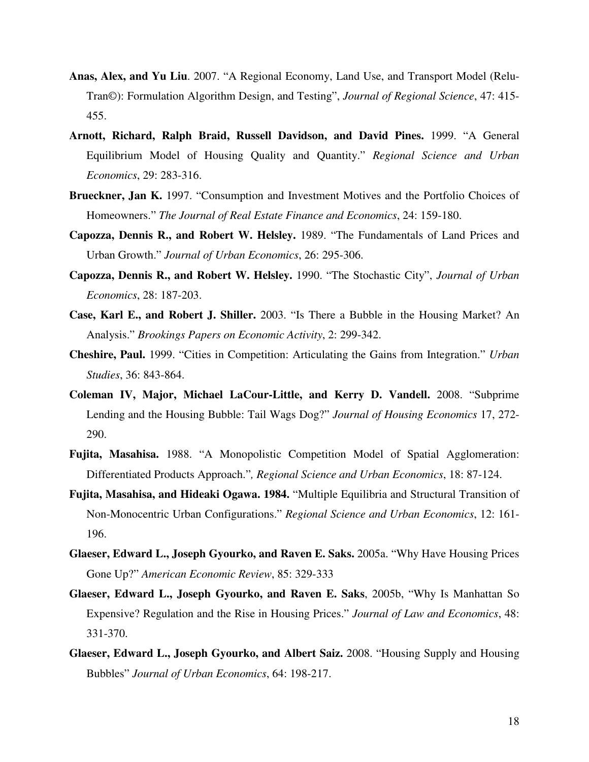**Anas, Alex, and Yu Liu**. 2007. "A Regional Economy, Land Use, and Transport Model (Relu-Tran©): Formulation Algorithm Design, and Testing", *Journal of Regional Science*, 47: 415-455.

**Arnott, Richard, Ralph Braid, Russell Davidson, and David Pines.** 1999. "A General Equilibrium Model of Housing Quality and Quantity." *Regional Science and Urban Economics*, 29: 283-316.

**Brueckner, Jan K.** 1997. "Consumption and Investment Motives and the Portfolio Choices of Homeowners." *The Journal of Real Estate Finance and Economics*, 24: 159-180.

**Capozza, Dennis R., and Robert W. Helsley.** 1989. "The Fundamentals of Land Prices and Urban Growth." *Journal of Urban Economics*, 26: 295-306.

**Capozza, Dennis R., and Robert W. Helsley.** 1990. "The Stochastic City", *Journal of Urban Economics*, 28: 187-203.

**Case, Karl E., and Robert J. Shiller.** 2003. "Is There a Bubble in the Housing Market? An Analysis." *Brookings Papers on Economic Activity*, 2: 299-342.

**Cheshire, Paul.** 1999. "Cities in Competition: Articulating the Gains from Integration." *Urban Studies*, 36: 843-864.

**Coleman IV, Major, Michael LaCour-Little, and Kerry D. Vandell.** 2008. "Subprime Lending and the Housing Bubble: Tail Wags Dog?" *Journal of Housing Economics* 17, 272-290.

**Fujita, Masahisa.** 1988. "A Monopolistic Competition Model of Spatial Agglomeration: Differentiated Products Approach.", *Regional Science and Urban Economics*, 18: 87-124.

**Fujita, Masahisa, and Hideaki Ogawa. 1984.** "Multiple Equilibria and Structural Transition of Non-Monocentric Urban Configurations." *Regional Science and Urban Economics*, 12: 161-196.

**Glaeser, Edward L., Joseph Gyourko, and Raven E. Saks.** 2005a. "Why Have Housing Prices Gone Up?" *American Economic Review*, 85: 329-333

**Glaeser, Edward L., Joseph Gyourko, and Raven E. Saks**, 2005b, "Why Is Manhattan So Expensive? Regulation and the Rise in Housing Prices." *Journal of Law and Economics*, 48: 331-370.

**Glaeser, Edward L., Joseph Gyourko, and Albert Saiz.** 2008. "Housing Supply and Housing Bubbles" *Journal of Urban Economics*, 64: 198-217.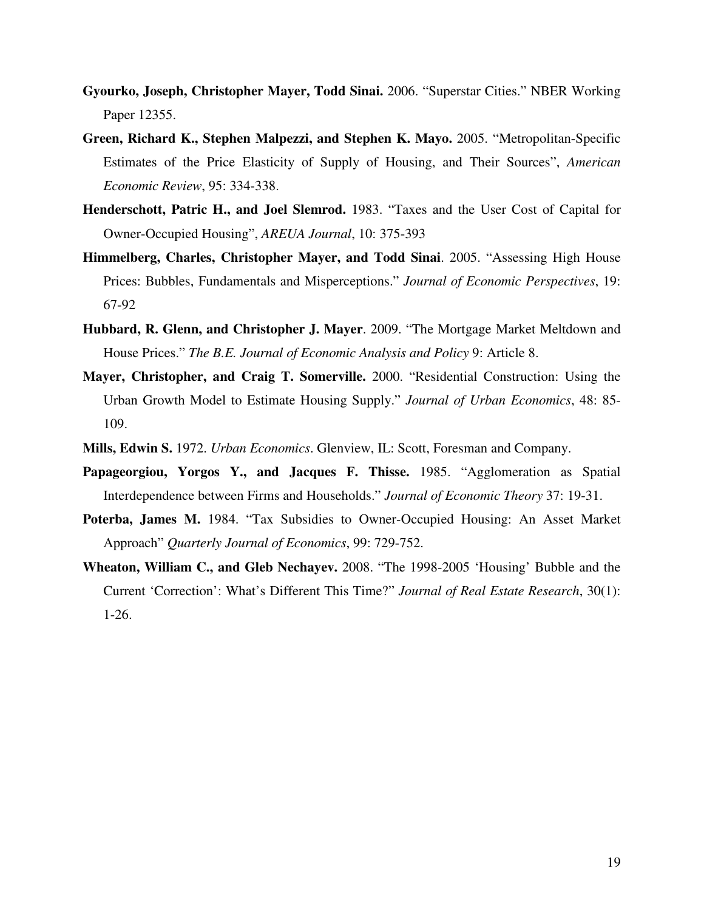**Gyourko, Joseph, Christopher Mayer, Todd Sinai.** 2006. "Superstar Cities." NBER Working Paper 12355.

**Green, Richard K., Stephen Malpezzi, and Stephen K. Mayo.** 2005. "Metropolitan-Specific Estimates of the Price Elasticity of Supply of Housing, and Their Sources", *American Economic Review*, 95: 334-338.

**Henderschott, Patric H., and Joel Slemrod.** 1983. "Taxes and the User Cost of Capital for Owner-Occupied Housing", *AREUA Journal*, 10: 375-393

**Himmelberg, Charles, Christopher Mayer, and Todd Sinai**. 2005. "Assessing High House Prices: Bubbles, Fundamentals and Misperceptions." *Journal of Economic Perspectives*, 19: 67-92

**Hubbard, R. Glenn, and Christopher J. Mayer**. 2009. "The Mortgage Market Meltdown and House Prices." *The B.E. Journal of Economic Analysis and Policy* 9: Article 8.

**Mayer, Christopher, and Craig T. Somerville.** 2000. "Residential Construction: Using the Urban Growth Model to Estimate Housing Supply." *Journal of Urban Economics*, 48: 85-109.

**Mills, Edwin S.** 1972. *Urban Economics*. Glenview, IL: Scott, Foresman and Company.

**Papageorgiou, Yorgos Y., and Jacques F. Thisse.** 1985. "Agglomeration as Spatial Interdependence between Firms and Households." *Journal of Economic Theory* 37: 19-31.

**Poterba, James M.** 1984. "Tax Subsidies to Owner-Occupied Housing: An Asset Market Approach" *Quarterly Journal of Economics*, 99: 729-752.

**Wheaton, William C., and Gleb Nechayev.** 2008. "The 1998-2005 'Housing' Bubble and the Current 'Correction': What's Different This Time?" *Journal of Real Estate Research*, 30(1): 1-26.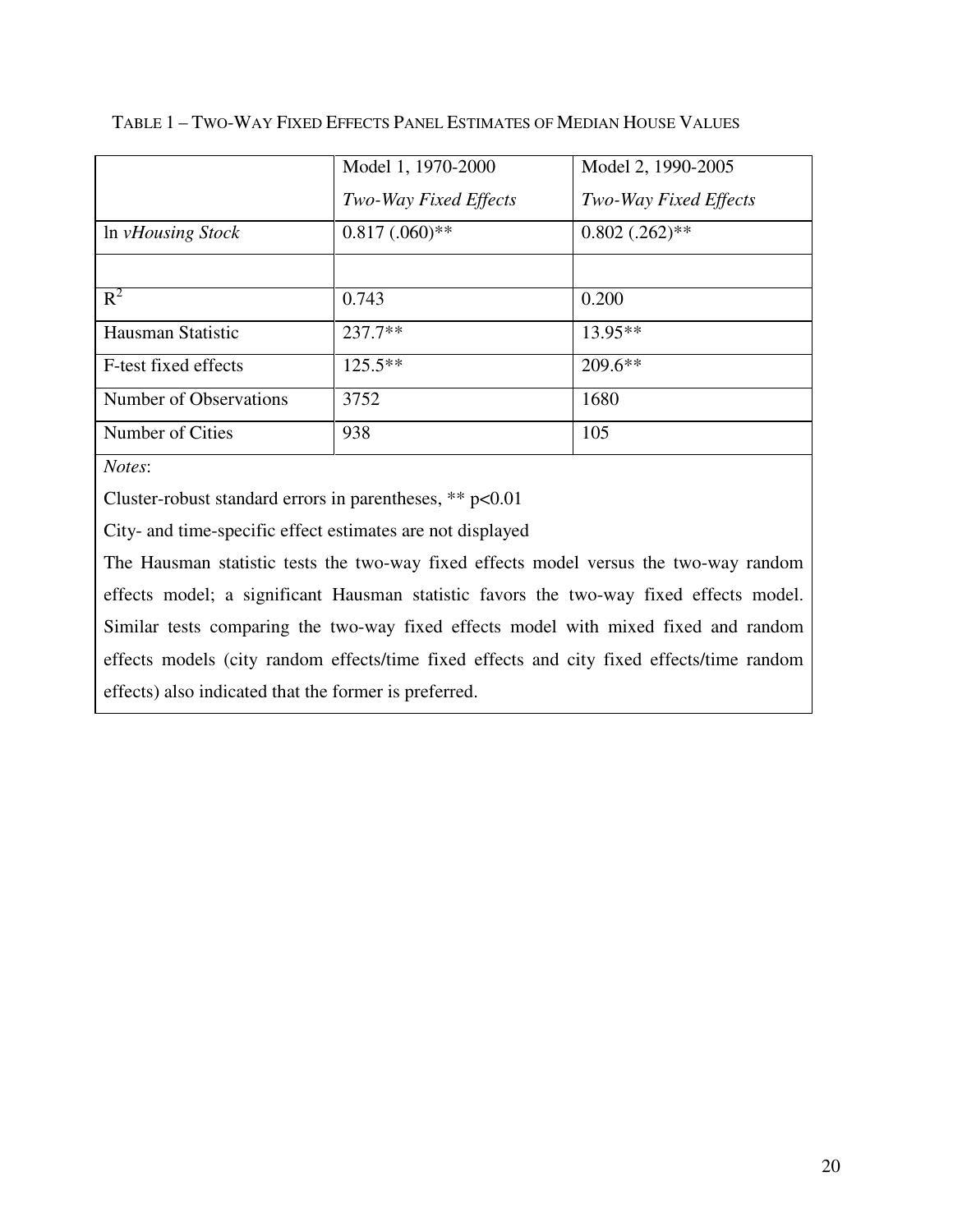TABLE 1 – TWO-WAY FIXED EFFECTS PANEL ESTIMATES OF MEDIAN HOUSE VALUES

| | Model 1, 1970-2000<br>*Two-Way Fixed Effects* | Model 2, 1990-2005<br>*Two-Way Fixed Effects* |
|---|---|---|
| ln *vHousing Stock* | 0.817 (.060)** | 0.802 (.262)** |
| | | |
| $R^2$ | 0.743 | 0.200 |
| Hausman Statistic | 237.7** | 13.95** |
| F-test fixed effects | 125.5** | 209.6** |
| Number of Observations | 3752 | 1680 |
| Number of Cities | 938 | 105 |

*Notes*:

Cluster-robust standard errors in parentheses, ** p<0.01

City- and time-specific effect estimates are not displayed

The Hausman statistic tests the two-way fixed effects model versus the two-way random effects model; a significant Hausman statistic favors the two-way fixed effects model. Similar tests comparing the two-way fixed effects model with mixed fixed and random effects models (city random effects/time fixed effects and city fixed effects/time random effects) also indicated that the former is preferred.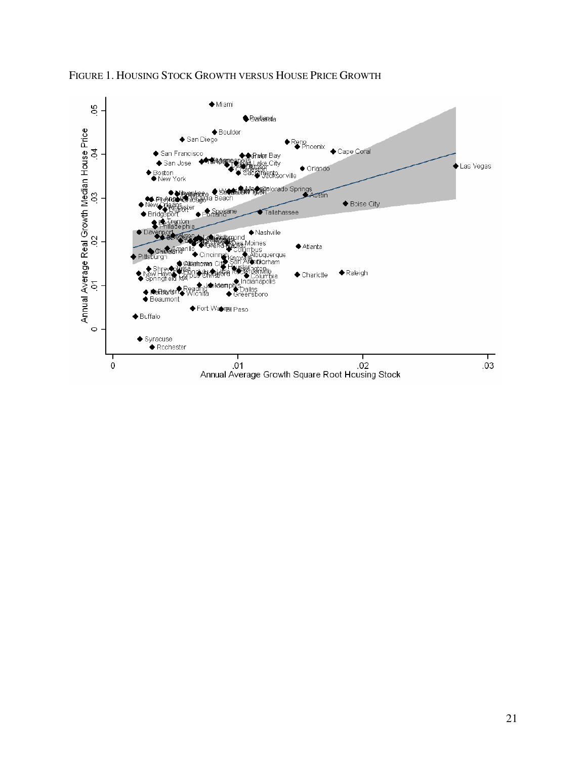FIGURE 1. HOUSING STOCK GROWTH VERSUS HOUSE PRICE GROWTH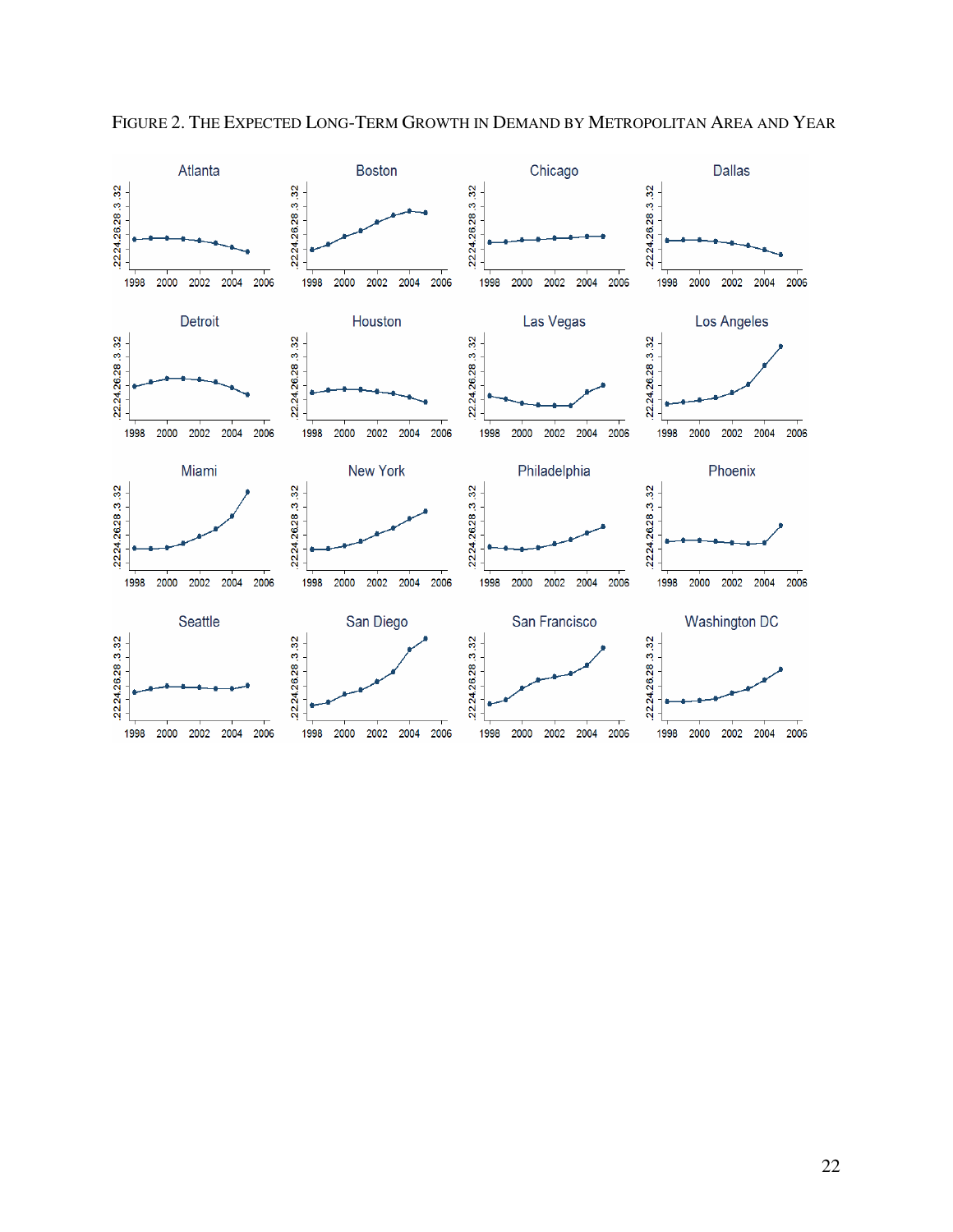FIGURE 2. THE EXPECTED LONG-TERM GROWTH IN DEMAND BY METROPOLITAN AREA AND YEAR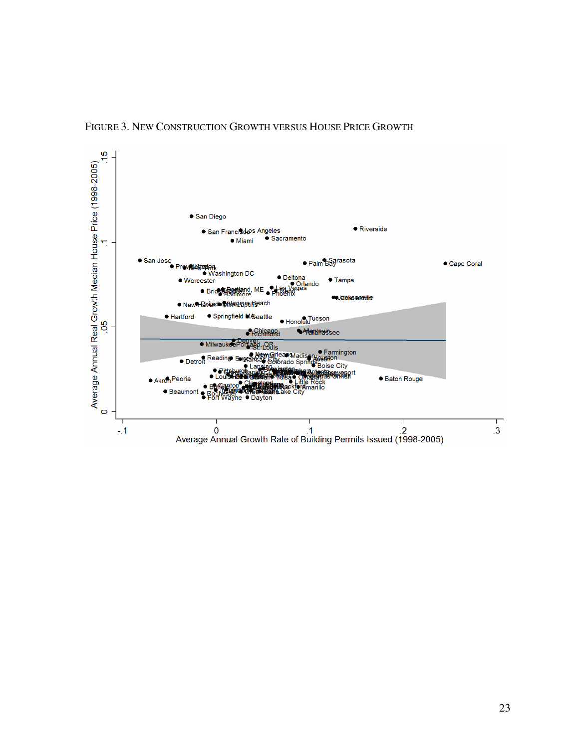FIGURE 3. NEW CONSTRUCTION GROWTH VERSUS HOUSE PRICE GROWTH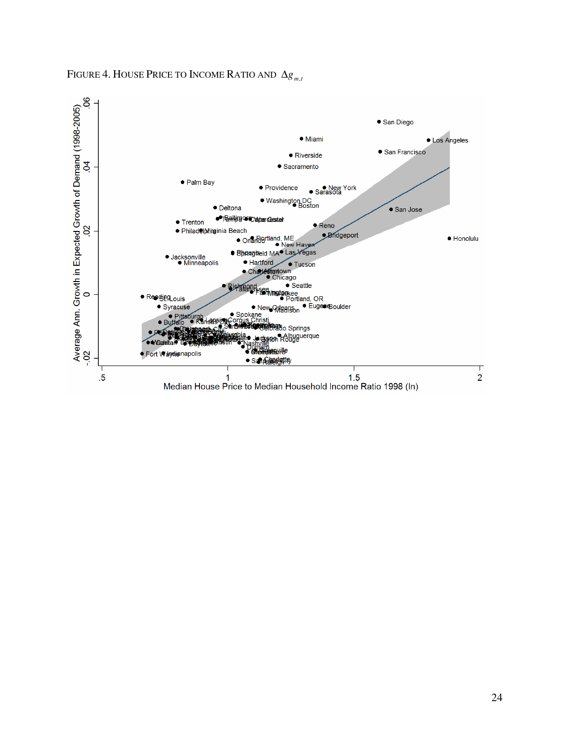FIGURE 4. HOUSE PRICE TO INCOME RATIO AND $\Delta g_{m,t}$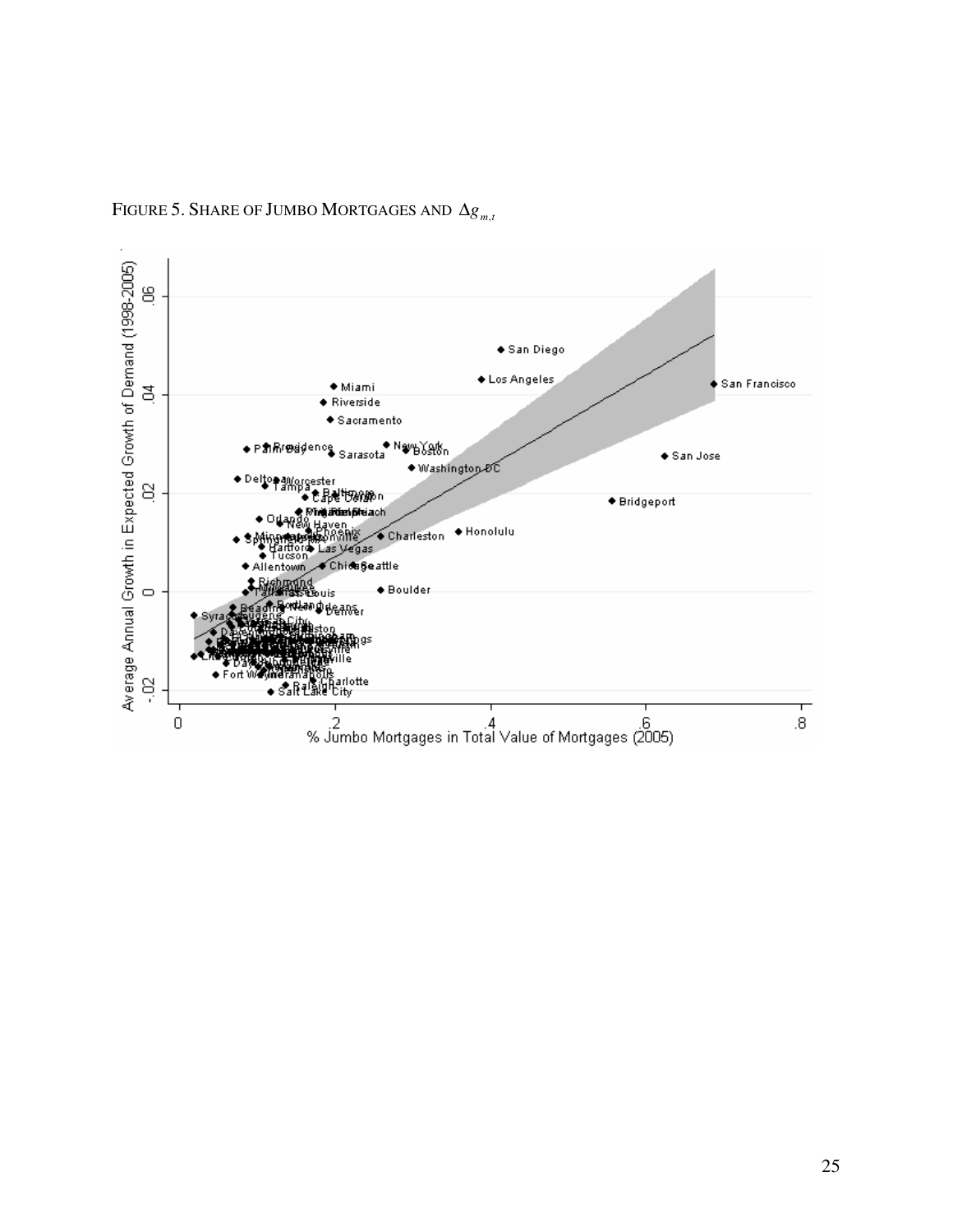FIGURE 5. SHARE OF JUMBO MORTGAGES AND $\Delta g_{m,t}$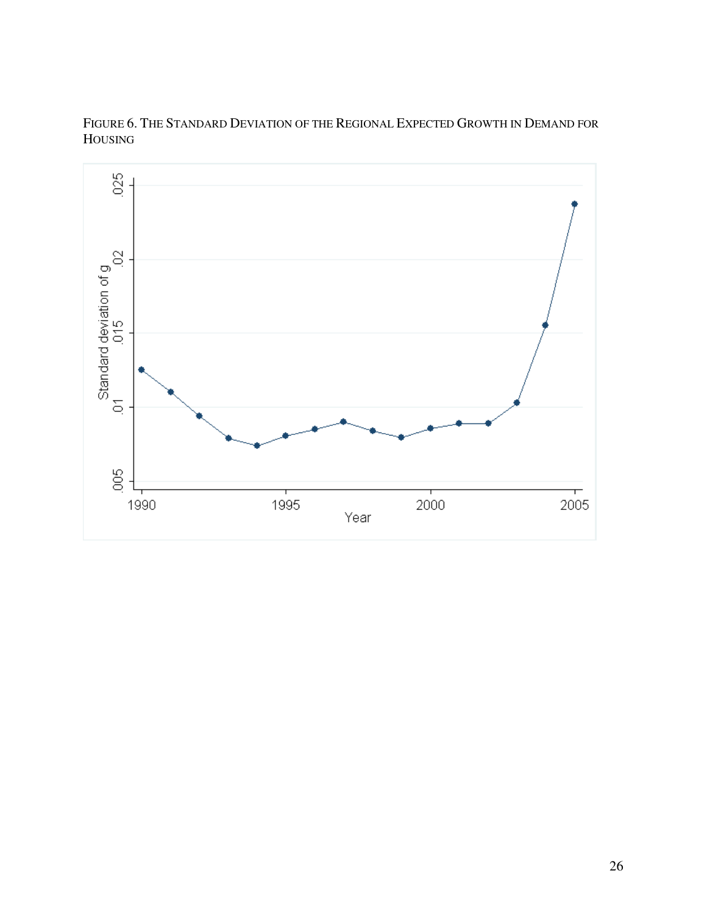FIGURE 6. THE STANDARD DEVIATION OF THE REGIONAL EXPECTED GROWTH IN DEMAND FOR HOUSING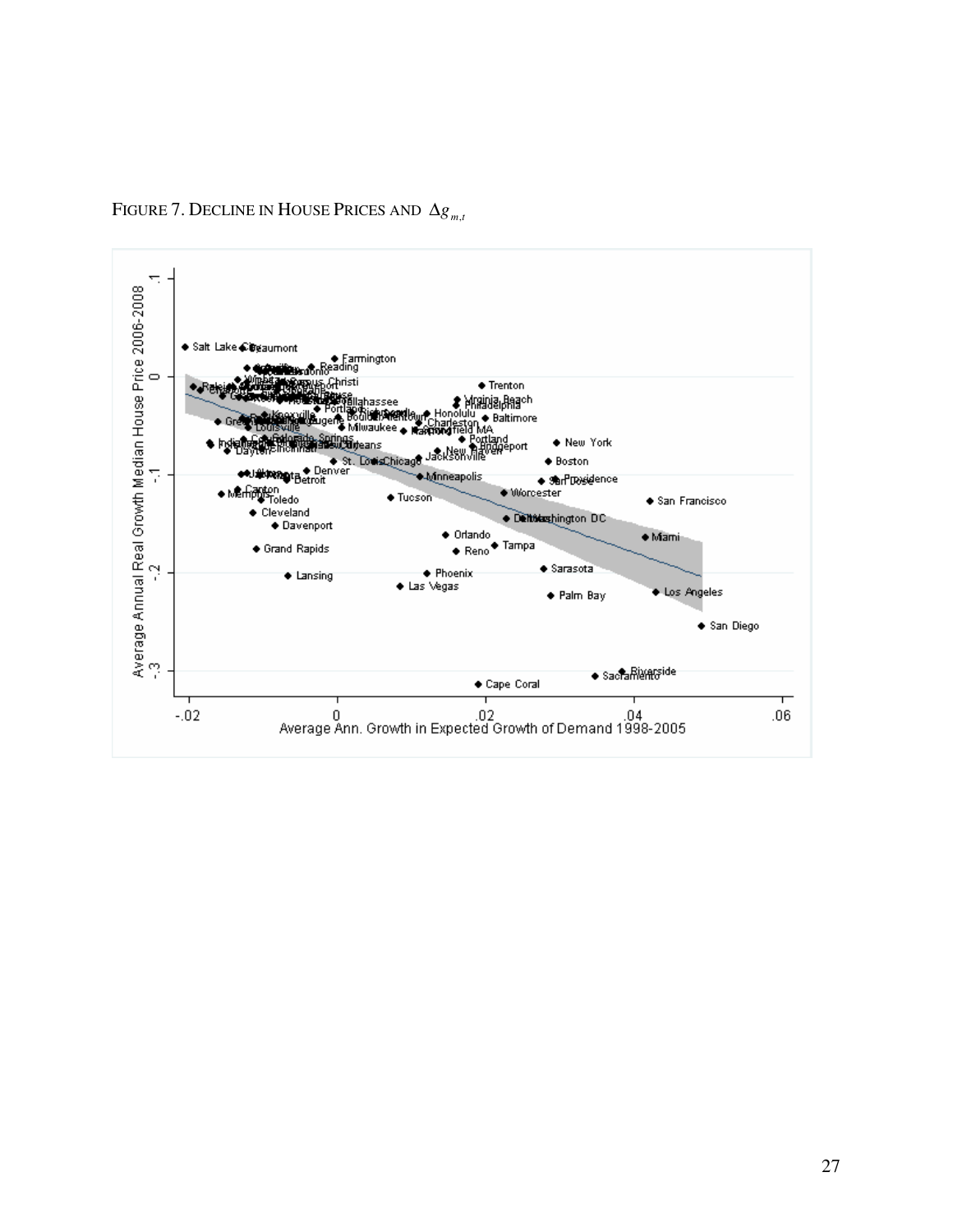FIGURE 7. DECLINE IN HOUSE PRICES AND $\Delta g_{m,t}$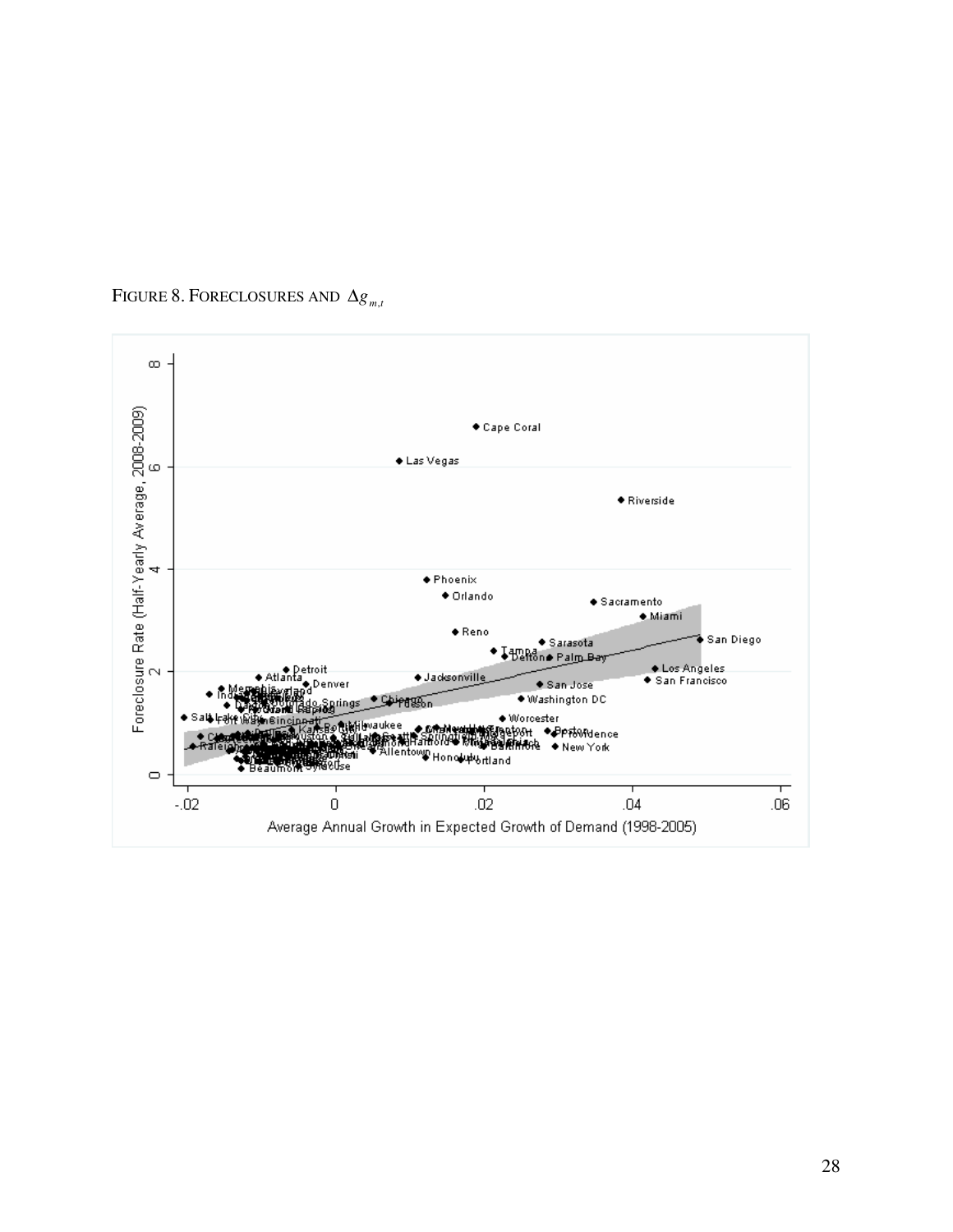FIGURE 8. FORECLOSURES AND $\Delta g_{m,t}$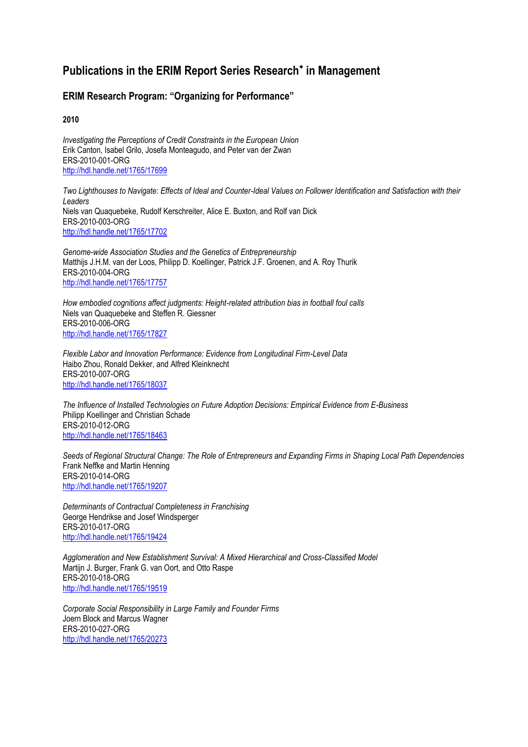# Publications in the ERIM Report Series Research* in Management

## ERIM Research Program: "Organizing for Performance"

**2010**

*Investigating the Perceptions of Credit Constraints in the European Union*
Erik Canton, Isabel Grilo, Josefa Monteagudo, and Peter van der Zwan
ERS-2010-001-ORG
http://hdl.handle.net/1765/17699

*Two Lighthouses to Navigate: Effects of Ideal and Counter-Ideal Values on Follower Identification and Satisfaction with their Leaders*
Niels van Quaquebeke, Rudolf Kerschreiter, Alice E. Buxton, and Rolf van Dick
ERS-2010-003-ORG
http://hdl.handle.net/1765/17702

*Genome-wide Association Studies and the Genetics of Entrepreneurship*
Matthijs J.H.M. van der Loos, Philipp D. Koellinger, Patrick J.F. Groenen, and A. Roy Thurik
ERS-2010-004-ORG
http://hdl.handle.net/1765/17757

*How embodied cognitions affect judgments: Height-related attribution bias in football foul calls*
Niels van Quaquebeke and Steffen R. Giessner
ERS-2010-006-ORG
http://hdl.handle.net/1765/17827

*Flexible Labor and Innovation Performance: Evidence from Longitudinal Firm-Level Data*
Haibo Zhou, Ronald Dekker, and Alfred Kleinknecht
ERS-2010-007-ORG
http://hdl.handle.net/1765/18037

*The Influence of Installed Technologies on Future Adoption Decisions: Empirical Evidence from E-Business*
Philipp Koellinger and Christian Schade
ERS-2010-012-ORG
http://hdl.handle.net/1765/18463

*Seeds of Regional Structural Change: The Role of Entrepreneurs and Expanding Firms in Shaping Local Path Dependencies*
Frank Neffke and Martin Henning
ERS-2010-014-ORG
http://hdl.handle.net/1765/19207

*Determinants of Contractual Completeness in Franchising*
George Hendrikse and Josef Windsperger
ERS-2010-017-ORG
http://hdl.handle.net/1765/19424

*Agglomeration and New Establishment Survival: A Mixed Hierarchical and Cross-Classified Model*
Martijn J. Burger, Frank G. van Oort, and Otto Raspe
ERS-2010-018-ORG
http://hdl.handle.net/1765/19519

*Corporate Social Responsibility in Large Family and Founder Firms*
Joern Block and Marcus Wagner
ERS-2010-027-ORG
http://hdl.handle.net/1765/20273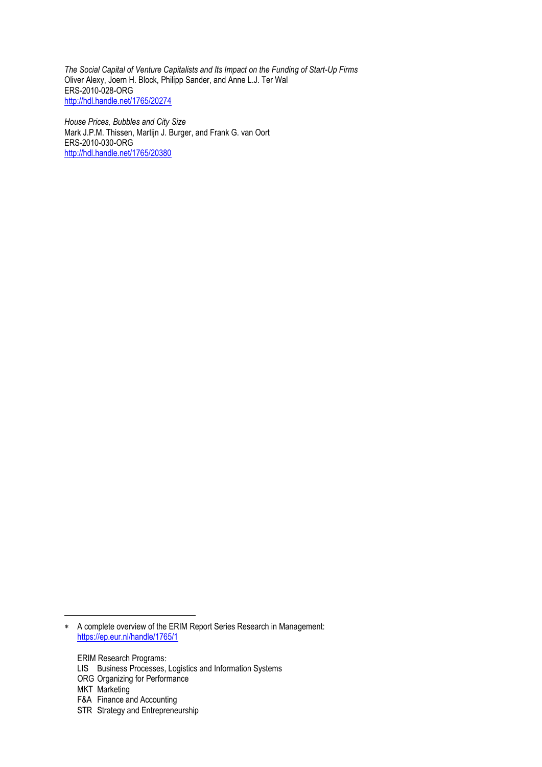*The Social Capital of Venture Capitalists and Its Impact on the Funding of Start-Up Firms*
Oliver Alexy, Joern H. Block, Philipp Sander, and Anne L.J. Ter Wal
ERS-2010-028-ORG
http://hdl.handle.net/1765/20274

*House Prices, Bubbles and City Size*
Mark J.P.M. Thissen, Martijn J. Burger, and Frank G. van Oort
ERS-2010-030-ORG
http://hdl.handle.net/1765/20380

∗ A complete overview of the ERIM Report Series Research in Management:
https://ep.eur.nl/handle/1765/1

ERIM Research Programs:
LIS Business Processes, Logistics and Information Systems
ORG Organizing for Performance
MKT Marketing
F&A Finance and Accounting
STR Strategy and Entrepreneurship